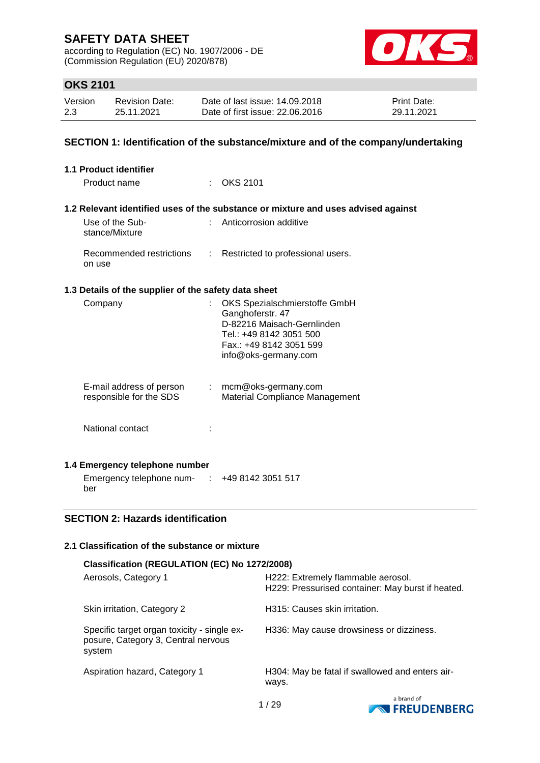# SAFETY DATA SHEET

according to Regulation (EC) No. 1907/2006 - DE
(Commission Regulation (EU) 2020/878)

## OKS 2101

| Version | Revision Date: | Date of last issue: 14.09.2018 | Print Date: |
|---|---|---|---|
| 2.3 | 25.11.2021 | Date of first issue: 22.06.2016 | 29.11.2021 |

## SECTION 1: Identification of the substance/mixture and of the company/undertaking

### 1.1 Product identifier

Product name : OKS 2101

### 1.2 Relevant identified uses of the substance or mixture and uses advised against

Use of the Substance/Mixture : Anticorrosion additive

Recommended restrictions on use : Restricted to professional users.

### 1.3 Details of the supplier of the safety data sheet

Company : OKS Spezialschmierstoffe GmbH
Ganghoferstr. 47
D-82216 Maisach-Gernlinden
Tel.: +49 8142 3051 500
Fax.: +49 8142 3051 599
info@oks-germany.com

E-mail address of person responsible for the SDS : mcm@oks-germany.com
Material Compliance Management

National contact :

### 1.4 Emergency telephone number

Emergency telephone number : +49 8142 3051 517

## SECTION 2: Hazards identification

### 2.1 Classification of the substance or mixture

**Classification (REGULATION (EC) No 1272/2008)**

| | |
|---|---|
| Aerosols, Category 1 | H222: Extremely flammable aerosol.<br>H229: Pressurised container: May burst if heated. |
| Skin irritation, Category 2 | H315: Causes skin irritation. |
| Specific target organ toxicity - single exposure, Category 3, Central nervous system | H336: May cause drowsiness or dizziness. |
| Aspiration hazard, Category 1 | H304: May be fatal if swallowed and enters airways. |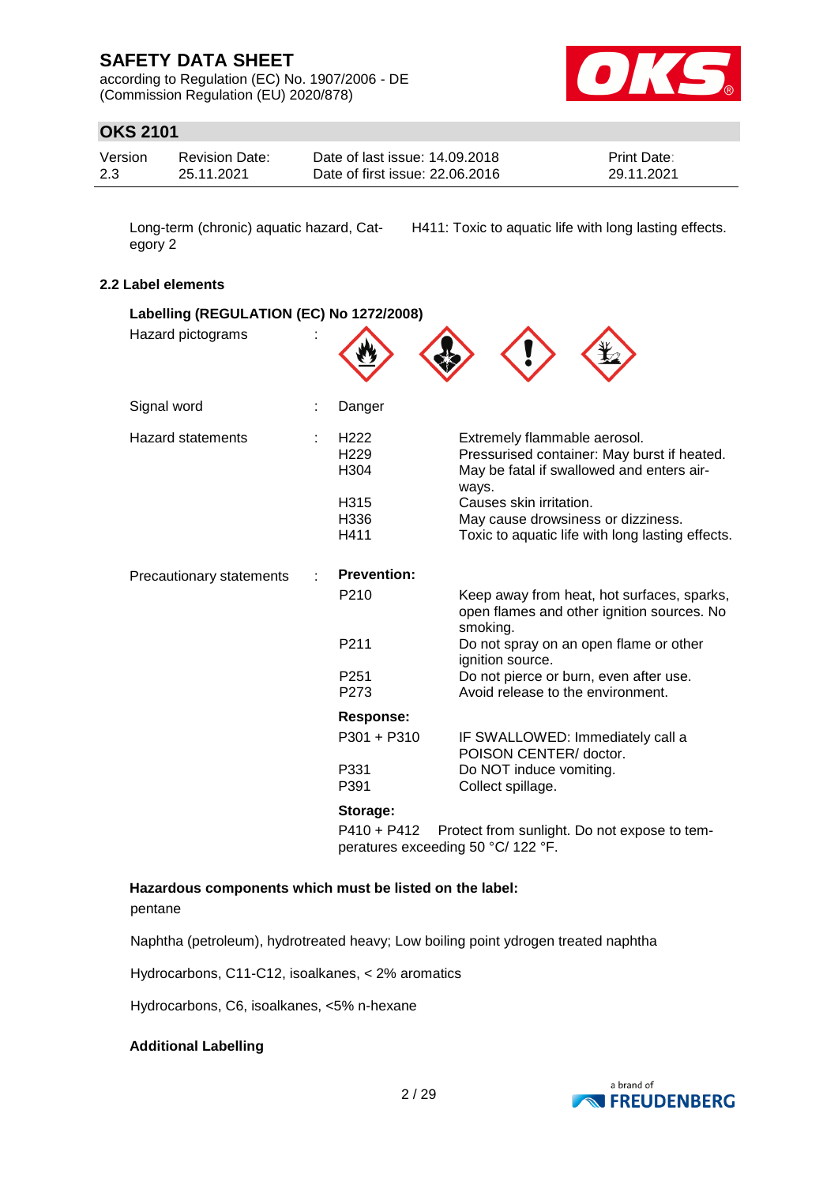| | |
|---|---|
| Long-term (chronic) aquatic hazard, Category 2 | H411: Toxic to aquatic life with long lasting effects. |

### 2.2 Label elements

**Labelling (REGULATION (EC) No 1272/2008)**

Hazard pictograms :

Signal word : Danger

Hazard statements :

| | |
|---|---|
| H222 | Extremely flammable aerosol. |
| H229 | Pressurised container: May burst if heated. |
| H304 | May be fatal if swallowed and enters airways. |
| H315 | Causes skin irritation. |
| H336 | May cause drowsiness or dizziness. |
| H411 | Toxic to aquatic life with long lasting effects. |

Precautionary statements :

**Prevention:**

| | |
|---|---|
| P210 | Keep away from heat, hot surfaces, sparks, open flames and other ignition sources. No smoking. |
| P211 | Do not spray on an open flame or other ignition source. |
| P251 | Do not pierce or burn, even after use. |
| P273 | Avoid release to the environment. |

**Response:**

| | |
|---|---|
| P301 + P310 | IF SWALLOWED: Immediately call a POISON CENTER/ doctor. |
| P331 | Do NOT induce vomiting. |
| P391 | Collect spillage. |

**Storage:**

| | |
|---|---|
| P410 + P412 | Protect from sunlight. Do not expose to temperatures exceeding 50 °C/ 122 °F. |

**Hazardous components which must be listed on the label:**

pentane

Naphtha (petroleum), hydrotreated heavy; Low boiling point ydrogen treated naphtha

Hydrocarbons, C11-C12, isoalkanes, < 2% aromatics

Hydrocarbons, C6, isoalkanes, <5% n-hexane

**Additional Labelling**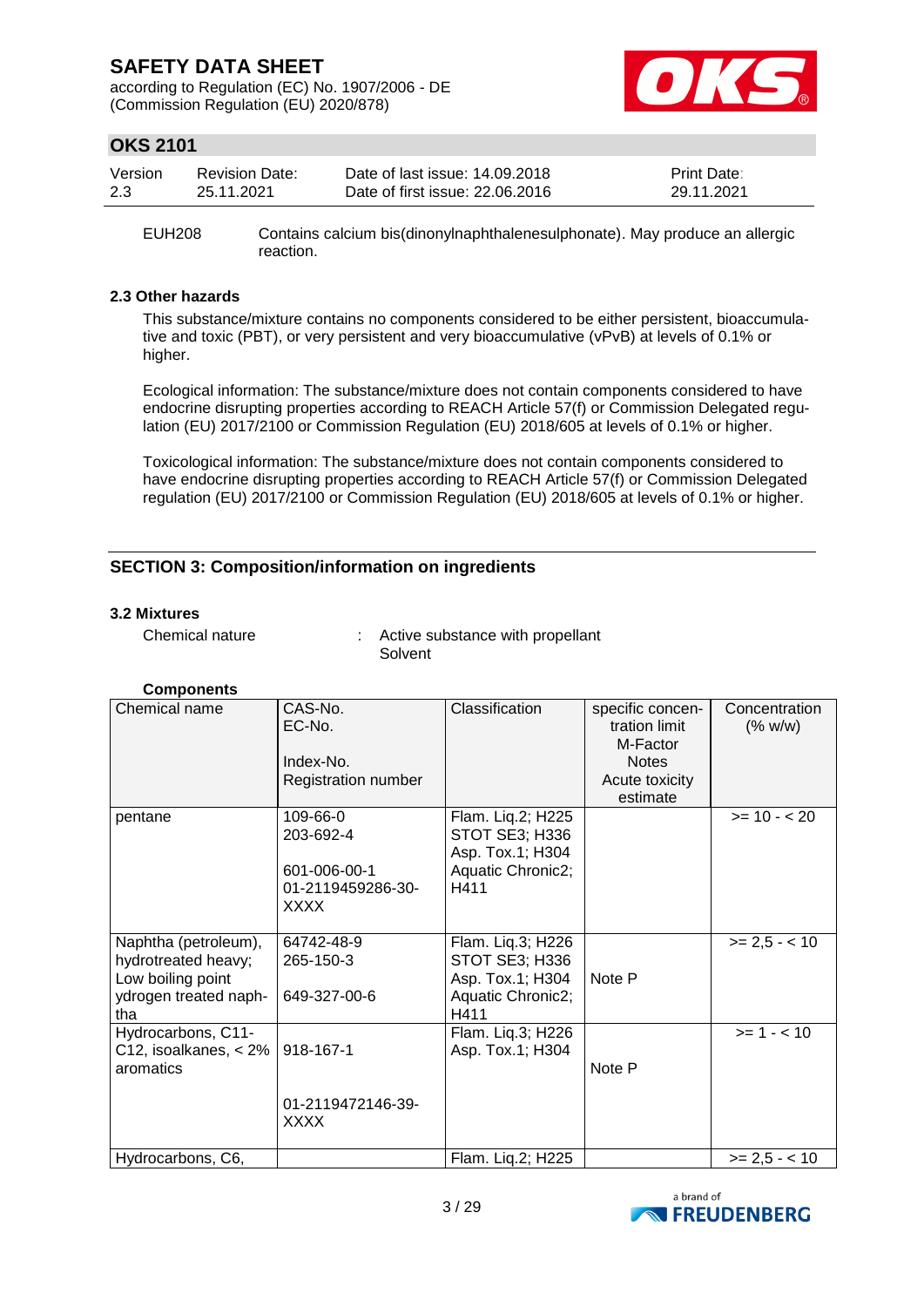| EUH208 | Contains calcium bis(dinonylnaphthalenesulphonate). May produce an allergic reaction. |
|---|---|

### 2.3 Other hazards

This substance/mixture contains no components considered to be either persistent, bioaccumulative and toxic (PBT), or very persistent and very bioaccumulative (vPvB) at levels of 0.1% or higher.

Ecological information: The substance/mixture does not contain components considered to have endocrine disrupting properties according to REACH Article 57(f) or Commission Delegated regulation (EU) 2017/2100 or Commission Regulation (EU) 2018/605 at levels of 0.1% or higher.

Toxicological information: The substance/mixture does not contain components considered to have endocrine disrupting properties according to REACH Article 57(f) or Commission Delegated regulation (EU) 2017/2100 or Commission Regulation (EU) 2018/605 at levels of 0.1% or higher.

## SECTION 3: Composition/information on ingredients

### 3.2 Mixtures

Chemical nature : Active substance with propellant
Solvent

**Components**

| Chemical name | CAS-No.<br>EC-No.<br><br>Index-No.<br>Registration number | Classification | specific concentration limit<br>M-Factor<br>Notes<br>Acute toxicity estimate | Concentration (% w/w) |
|---|---|---|---|---|
| pentane | 109-66-0<br>203-692-4<br><br>601-006-00-1<br>01-2119459286-30-XXXX | Flam. Liq.2; H225<br>STOT SE3; H336<br>Asp. Tox.1; H304<br>Aquatic Chronic2; H411 | | >= 10 - < 20 |
| Naphtha (petroleum), hydrotreated heavy; Low boiling point ydrogen treated naphtha | 64742-48-9<br>265-150-3<br><br>649-327-00-6 | Flam. Liq.3; H226<br>STOT SE3; H336<br>Asp. Tox.1; H304<br>Aquatic Chronic2; H411 | Note P | >= 2,5 - < 10 |
| Hydrocarbons, C11-C12, isoalkanes, < 2% aromatics | <br>918-167-1<br><br><br>01-2119472146-39-XXXX | Flam. Liq.3; H226<br>Asp. Tox.1; H304 | Note P | >= 1 - < 10 |
| Hydrocarbons, C6, | | Flam. Liq.2; H225 | | >= 2,5 - < 10 |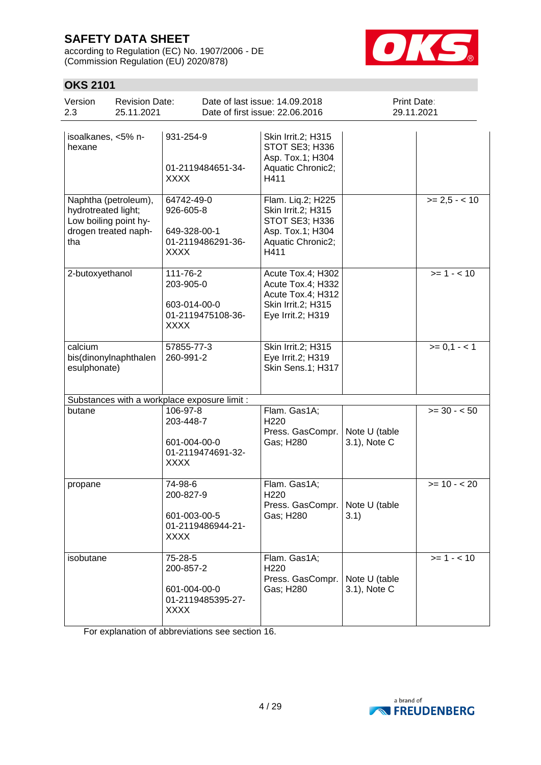# SAFETY DATA SHEET

according to Regulation (EC) No. 1907/2006 - DE
(Commission Regulation (EU) 2020/878)

## OKS 2101

| Version | Revision Date: | Date of last issue: 14.09.2018 | Print Date: |
|---|---|---|---|
| 2.3 | 25.11.2021 | Date of first issue: 22.06.2016 | 29.11.2021 |

| | | | | |
|---|---|---|---|---|
| isoalkanes, <5% n-hexane | 931-254-9<br><br>01-2119484651-34-XXXX | Skin Irrit.2; H315<br>STOT SE3; H336<br>Asp. Tox.1; H304<br>Aquatic Chronic2; H411 | | |
| Naphtha (petroleum), hydrotreated light; Low boiling point hydrogen treated naphtha | 64742-49-0<br>926-605-8<br><br>649-328-00-1<br>01-2119486291-36-XXXX | Flam. Liq.2; H225<br>Skin Irrit.2; H315<br>STOT SE3; H336<br>Asp. Tox.1; H304<br>Aquatic Chronic2; H411 | | >= 2,5 - < 10 |
| 2-butoxyethanol | 111-76-2<br>203-905-0<br><br>603-014-00-0<br>01-2119475108-36-XXXX | Acute Tox.4; H302<br>Acute Tox.4; H332<br>Acute Tox.4; H312<br>Skin Irrit.2; H315<br>Eye Irrit.2; H319 | | >= 1 - < 10 |
| calcium bis(dinonylnaphthalenesulphonate) | 57855-77-3<br>260-991-2 | Skin Irrit.2; H315<br>Eye Irrit.2; H319<br>Skin Sens.1; H317 | | >= 0,1 - < 1 |
| Substances with a workplace exposure limit : | | | | |
| butane | 106-97-8<br>203-448-7<br><br>601-004-00-0<br>01-2119474691-32-XXXX | Flam. Gas1A; H220<br>Press. GasCompr. Gas; H280 | Note U (table 3.1), Note C | >= 30 - < 50 |
| propane | 74-98-6<br>200-827-9<br><br>601-003-00-5<br>01-2119486944-21-XXXX | Flam. Gas1A; H220<br>Press. GasCompr. Gas; H280 | Note U (table 3.1) | >= 10 - < 20 |
| isobutane | 75-28-5<br>200-857-2<br><br>601-004-00-0<br>01-2119485395-27-XXXX | Flam. Gas1A; H220<br>Press. GasCompr. Gas; H280 | Note U (table 3.1), Note C | >= 1 - < 10 |

For explanation of abbreviations see section 16.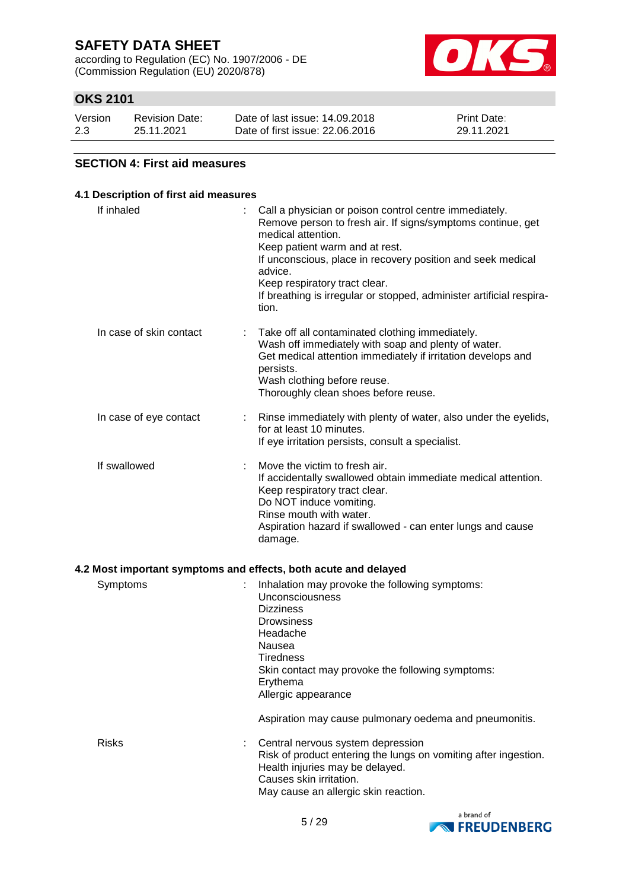## SECTION 4: First aid measures

### 4.1 Description of first aid measures

| | |
|---|---|
| If inhaled | : Call a physician or poison control centre immediately.<br>Remove person to fresh air. If signs/symptoms continue, get medical attention.<br>Keep patient warm and at rest.<br>If unconscious, place in recovery position and seek medical advice.<br>Keep respiratory tract clear.<br>If breathing is irregular or stopped, administer artificial respiration. |
| In case of skin contact | : Take off all contaminated clothing immediately.<br>Wash off immediately with soap and plenty of water.<br>Get medical attention immediately if irritation develops and persists.<br>Wash clothing before reuse.<br>Thoroughly clean shoes before reuse. |
| In case of eye contact | : Rinse immediately with plenty of water, also under the eyelids, for at least 10 minutes.<br>If eye irritation persists, consult a specialist. |
| If swallowed | : Move the victim to fresh air.<br>If accidentally swallowed obtain immediate medical attention.<br>Keep respiratory tract clear.<br>Do NOT induce vomiting.<br>Rinse mouth with water.<br>Aspiration hazard if swallowed - can enter lungs and cause damage. |

### 4.2 Most important symptoms and effects, both acute and delayed

| | |
|---|---|
| Symptoms | : Inhalation may provoke the following symptoms:<br>Unconsciousness<br>Dizziness<br>Drowsiness<br>Headache<br>Nausea<br>Tiredness<br>Skin contact may provoke the following symptoms:<br>Erythema<br>Allergic appearance<br><br>Aspiration may cause pulmonary oedema and pneumonitis. |
| Risks | : Central nervous system depression<br>Risk of product entering the lungs on vomiting after ingestion.<br>Health injuries may be delayed.<br>Causes skin irritation.<br>May cause an allergic skin reaction. |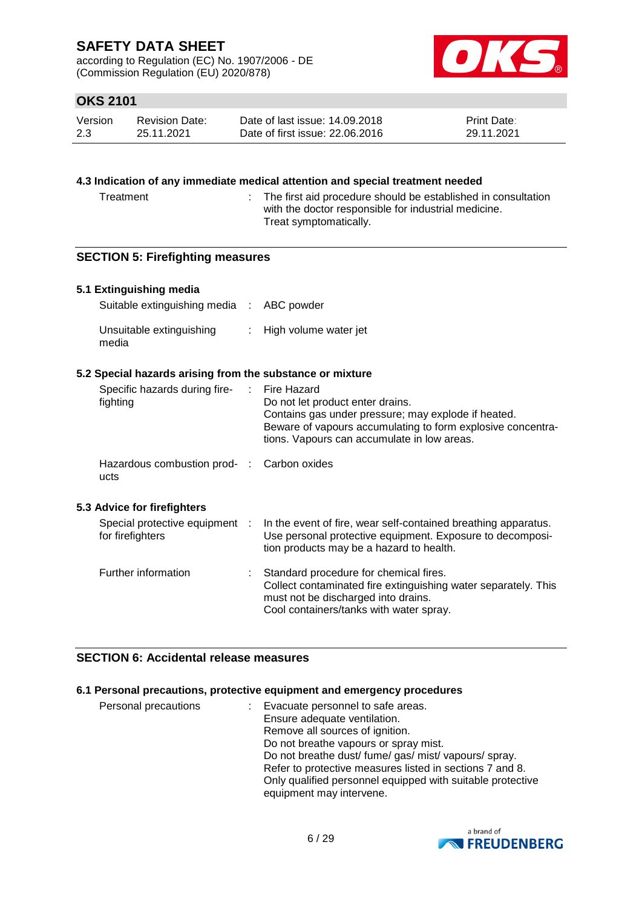### 4.3 Indication of any immediate medical attention and special treatment needed

Treatment : The first aid procedure should be established in consultation with the doctor responsible for industrial medicine.
Treat symptomatically.

## SECTION 5: Firefighting measures

### 5.1 Extinguishing media

Suitable extinguishing media : ABC powder

Unsuitable extinguishing media : High volume water jet

### 5.2 Special hazards arising from the substance or mixture

Specific hazards during firefighting : Fire Hazard
Do not let product enter drains.
Contains gas under pressure; may explode if heated.
Beware of vapours accumulating to form explosive concentrations. Vapours can accumulate in low areas.

Hazardous combustion products : Carbon oxides

### 5.3 Advice for firefighters

Special protective equipment for firefighters : In the event of fire, wear self-contained breathing apparatus.
Use personal protective equipment. Exposure to decomposition products may be a hazard to health.

Further information : Standard procedure for chemical fires.
Collect contaminated fire extinguishing water separately. This must not be discharged into drains.
Cool containers/tanks with water spray.

## SECTION 6: Accidental release measures

### 6.1 Personal precautions, protective equipment and emergency procedures

Personal precautions : Evacuate personnel to safe areas.
Ensure adequate ventilation.
Remove all sources of ignition.
Do not breathe vapours or spray mist.
Do not breathe dust/ fume/ gas/ mist/ vapours/ spray.
Refer to protective measures listed in sections 7 and 8.
Only qualified personnel equipped with suitable protective equipment may intervene.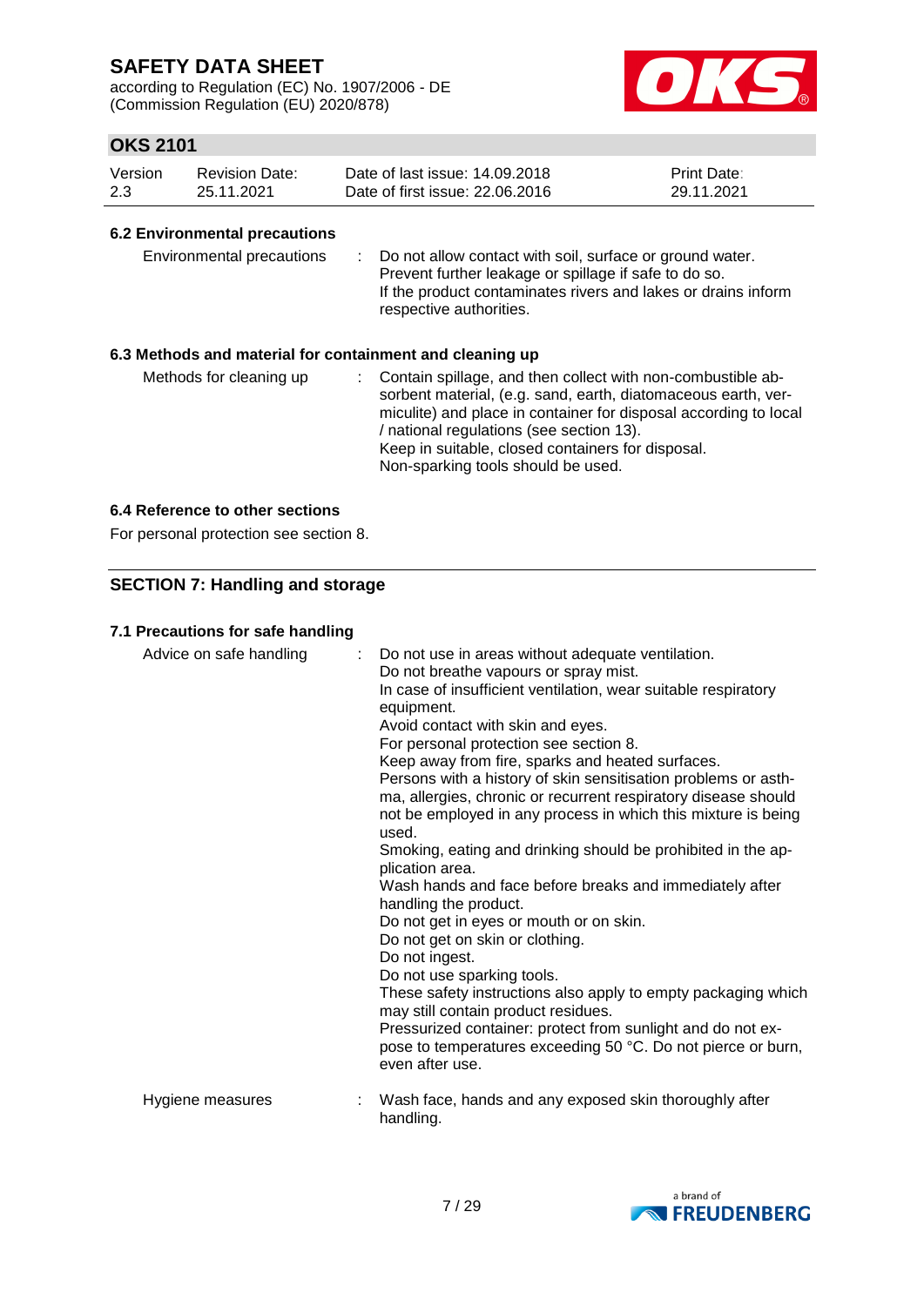### 6.2 Environmental precautions

| | |
|---|---|
| Environmental precautions | Do not allow contact with soil, surface or ground water.<br>Prevent further leakage or spillage if safe to do so.<br>If the product contaminates rivers and lakes or drains inform respective authorities. |

### 6.3 Methods and material for containment and cleaning up

| | |
|---|---|
| Methods for cleaning up | Contain spillage, and then collect with non-combustible absorbent material, (e.g. sand, earth, diatomaceous earth, vermiculite) and place in container for disposal according to local / national regulations (see section 13).<br>Keep in suitable, closed containers for disposal.<br>Non-sparking tools should be used. |

### 6.4 Reference to other sections

For personal protection see section 8.

## SECTION 7: Handling and storage

### 7.1 Precautions for safe handling

| | |
|---|---|
| Advice on safe handling | Do not use in areas without adequate ventilation.<br>Do not breathe vapours or spray mist.<br>In case of insufficient ventilation, wear suitable respiratory equipment.<br>Avoid contact with skin and eyes.<br>For personal protection see section 8.<br>Keep away from fire, sparks and heated surfaces.<br>Persons with a history of skin sensitisation problems or asthma, allergies, chronic or recurrent respiratory disease should not be employed in any process in which this mixture is being used.<br>Smoking, eating and drinking should be prohibited in the application area.<br>Wash hands and face before breaks and immediately after handling the product.<br>Do not get in eyes or mouth or on skin.<br>Do not get on skin or clothing.<br>Do not ingest.<br>Do not use sparking tools.<br>These safety instructions also apply to empty packaging which may still contain product residues.<br>Pressurized container: protect from sunlight and do not expose to temperatures exceeding 50 °C. Do not pierce or burn, even after use. |
| Hygiene measures | Wash face, hands and any exposed skin thoroughly after handling. |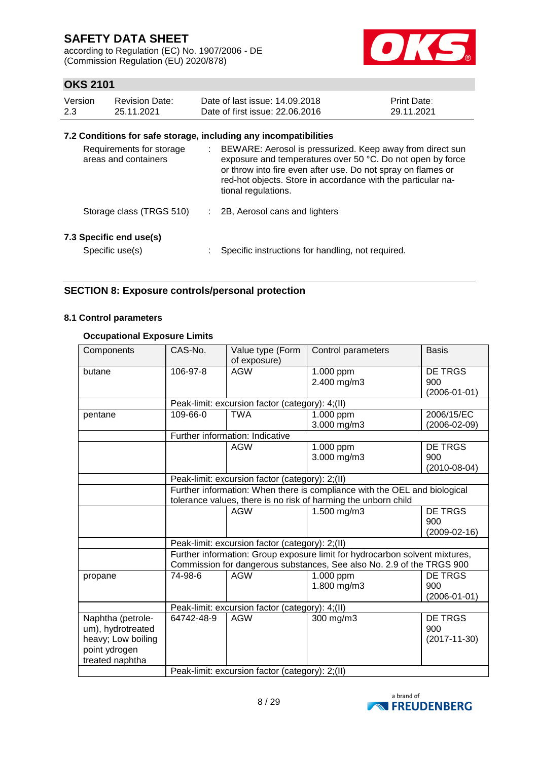### 7.2 Conditions for safe storage, including any incompatibilities

Requirements for storage areas and containers : BEWARE: Aerosol is pressurized. Keep away from direct sun exposure and temperatures over 50 °C. Do not open by force or throw into fire even after use. Do not spray on flames or red-hot objects. Store in accordance with the particular national regulations.

Storage class (TRGS 510) : 2B, Aerosol cans and lighters

### 7.3 Specific end use(s)

Specific use(s) : Specific instructions for handling, not required.

## SECTION 8: Exposure controls/personal protection

### 8.1 Control parameters

**Occupational Exposure Limits**

| Components | CAS-No. | Value type (Form of exposure) | Control parameters | Basis |
|---|---|---|---|---|
| butane | 106-97-8 | AGW | 1.000 ppm<br>2.400 mg/m3 | DE TRGS 900 (2006-01-01) |
| | Peak-limit: excursion factor (category): 4;(II) | | | |
| pentane | 109-66-0 | TWA | 1.000 ppm<br>3.000 mg/m3 | 2006/15/EC (2006-02-09) |
| | Further information: Indicative | | | |
| | | AGW | 1.000 ppm<br>3.000 mg/m3 | DE TRGS 900 (2010-08-04) |
| | Peak-limit: excursion factor (category): 2;(II) | | | |
| | Further information: When there is compliance with the OEL and biological tolerance values, there is no risk of harming the unborn child | | | |
| | | AGW | 1.500 mg/m3 | DE TRGS 900 (2009-02-16) |
| | Peak-limit: excursion factor (category): 2;(II) | | | |
| | Further information: Group exposure limit for hydrocarbon solvent mixtures, Commission for dangerous substances, See also No. 2.9 of the TRGS 900 | | | |
| propane | 74-98-6 | AGW | 1.000 ppm<br>1.800 mg/m3 | DE TRGS 900 (2006-01-01) |
| | Peak-limit: excursion factor (category): 4;(II) | | | |
| Naphtha (petroleum), hydrotreated heavy; Low boiling point ydrogen treated naphtha | 64742-48-9 | AGW | 300 mg/m3 | DE TRGS 900 (2017-11-30) |
| | Peak-limit: excursion factor (category): 2;(II) | | | |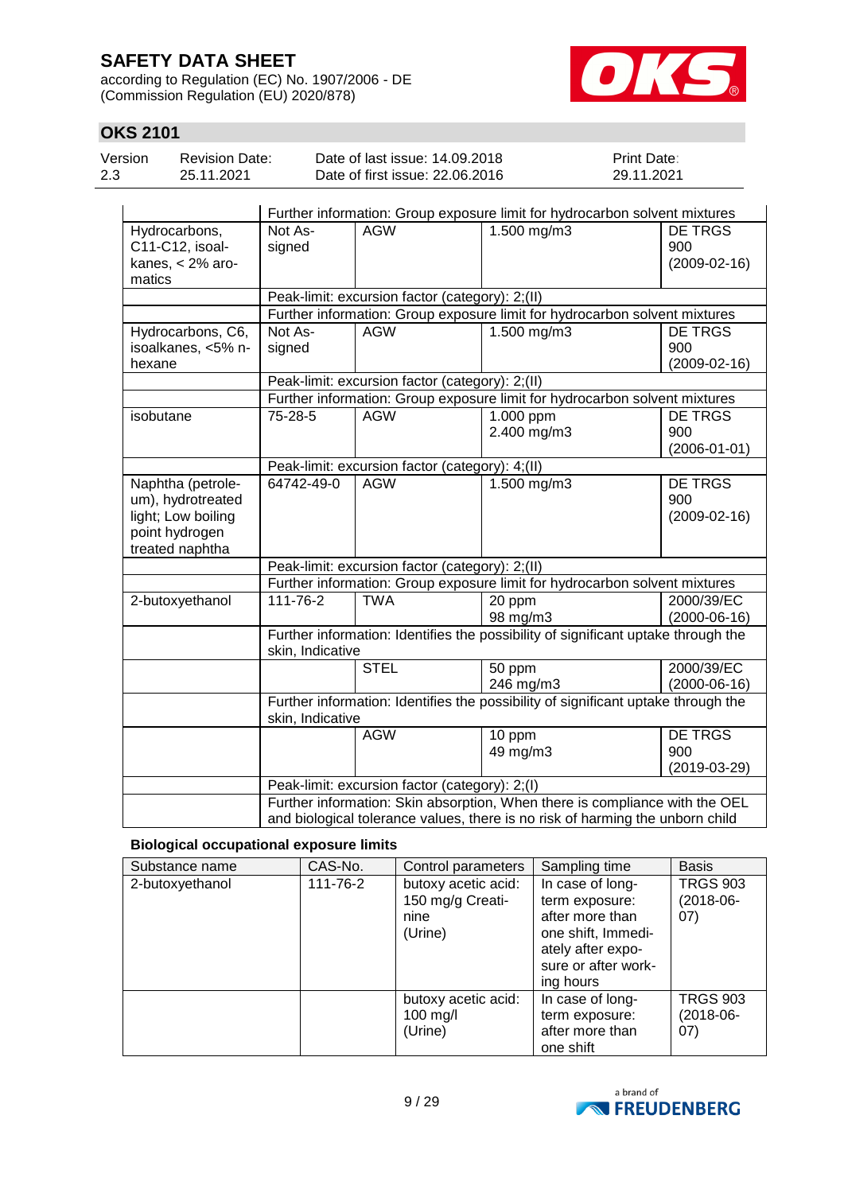| | | | | |
|---|---|---|---|---|
| | Further information: Group exposure limit for hydrocarbon solvent mixtures | | | |
| Hydrocarbons, C11-C12, isoalkanes, < 2% aromatics | Not Assigned | AGW | 1.500 mg/m3 | DE TRGS 900 (2009-02-16) |
| | Peak-limit: excursion factor (category): 2;(II) | | | |
| | Further information: Group exposure limit for hydrocarbon solvent mixtures | | | |
| Hydrocarbons, C6, isoalkanes, <5% n-hexane | Not Assigned | AGW | 1.500 mg/m3 | DE TRGS 900 (2009-02-16) |
| | Peak-limit: excursion factor (category): 2;(II) | | | |
| | Further information: Group exposure limit for hydrocarbon solvent mixtures | | | |
| isobutane | 75-28-5 | AGW | 1.000 ppm<br>2.400 mg/m3 | DE TRGS 900 (2006-01-01) |
| | Peak-limit: excursion factor (category): 4;(II) | | | |
| Naphtha (petroleum), hydrotreated light; Low boiling point hydrogen treated naphtha | 64742-49-0 | AGW | 1.500 mg/m3 | DE TRGS 900 (2009-02-16) |
| | Peak-limit: excursion factor (category): 2;(II) | | | |
| | Further information: Group exposure limit for hydrocarbon solvent mixtures | | | |
| 2-butoxyethanol | 111-76-2 | TWA | 20 ppm<br>98 mg/m3 | 2000/39/EC (2000-06-16) |
| | Further information: Identifies the possibility of significant uptake through the skin, Indicative | | | |
| | | STEL | 50 ppm<br>246 mg/m3 | 2000/39/EC (2000-06-16) |
| | Further information: Identifies the possibility of significant uptake through the skin, Indicative | | | |
| | | AGW | 10 ppm<br>49 mg/m3 | DE TRGS 900 (2019-03-29) |
| | Peak-limit: excursion factor (category): 2;(I) | | | |
| | Further information: Skin absorption, When there is compliance with the OEL and biological tolerance values, there is no risk of harming the unborn child | | | |

**Biological occupational exposure limits**

| Substance name | CAS-No. | Control parameters | Sampling time | Basis |
|---|---|---|---|---|
| 2-butoxyethanol | 111-76-2 | butoxy acetic acid: 150 mg/g Creatinine (Urine) | In case of long-term exposure: after more than one shift, Immediately after exposure or after working hours | TRGS 903 (2018-06-07) |
| | | butoxy acetic acid: 100 mg/l (Urine) | In case of long-term exposure: after more than one shift | TRGS 903 (2018-06-07) |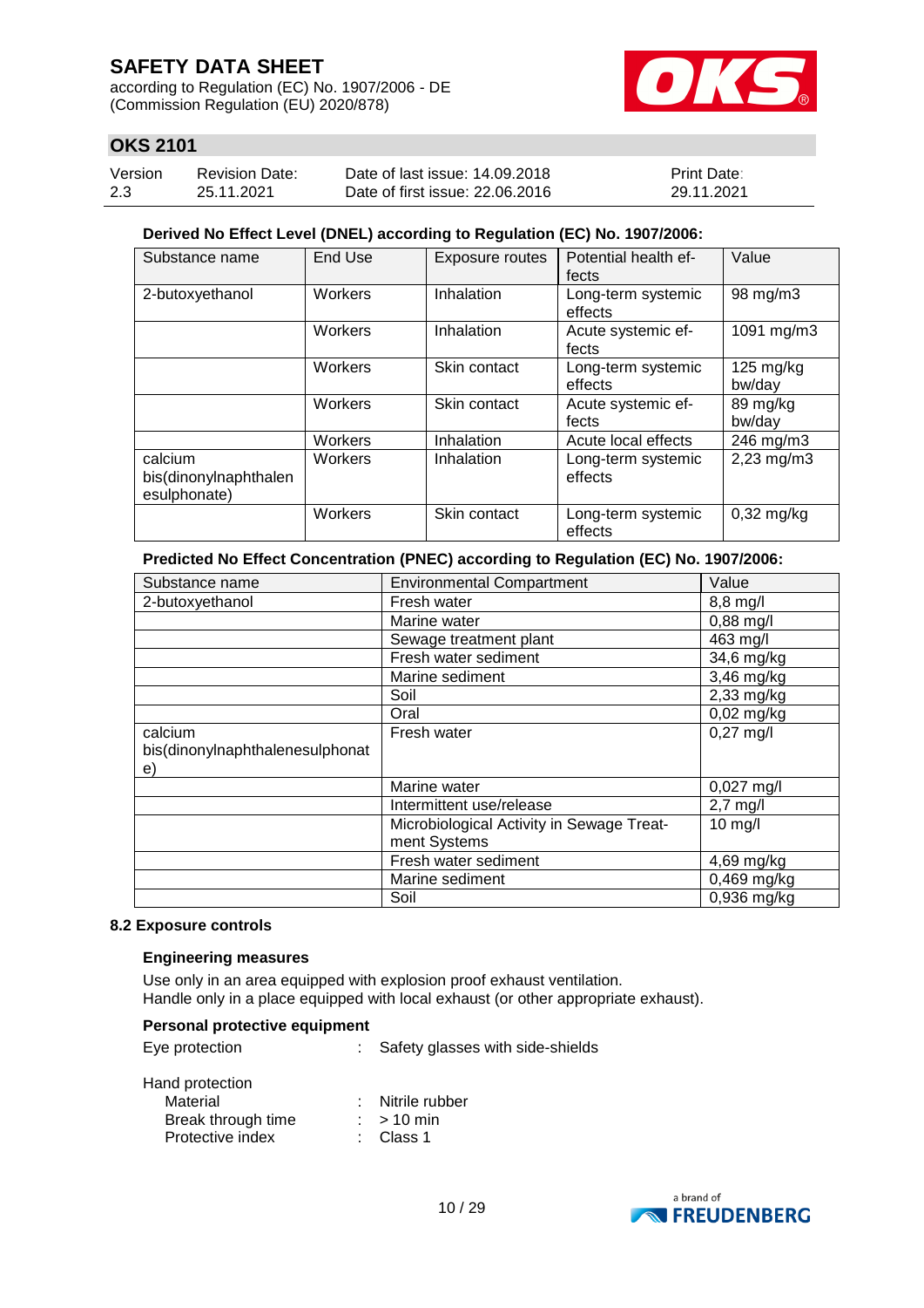**Derived No Effect Level (DNEL) according to Regulation (EC) No. 1907/2006:**

| Substance name | End Use | Exposure routes | Potential health effects | Value |
|---|---|---|---|---|
| 2-butoxyethanol | Workers | Inhalation | Long-term systemic effects | 98 mg/m3 |
| | Workers | Inhalation | Acute systemic effects | 1091 mg/m3 |
| | Workers | Skin contact | Long-term systemic effects | 125 mg/kg bw/day |
| | Workers | Skin contact | Acute systemic effects | 89 mg/kg bw/day |
| | Workers | Inhalation | Acute local effects | 246 mg/m3 |
| calcium bis(dinonylnaphthalenesulphonate) | Workers | Inhalation | Long-term systemic effects | 2,23 mg/m3 |
| | Workers | Skin contact | Long-term systemic effects | 0,32 mg/kg |

**Predicted No Effect Concentration (PNEC) according to Regulation (EC) No. 1907/2006:**

| Substance name | Environmental Compartment | Value |
|---|---|---|
| 2-butoxyethanol | Fresh water | 8,8 mg/l |
| | Marine water | 0,88 mg/l |
| | Sewage treatment plant | 463 mg/l |
| | Fresh water sediment | 34,6 mg/kg |
| | Marine sediment | 3,46 mg/kg |
| | Soil | 2,33 mg/kg |
| | Oral | 0,02 mg/kg |
| calcium bis(dinonylnaphthalenesulphonate) | Fresh water | 0,27 mg/l |
| | Marine water | 0,027 mg/l |
| | Intermittent use/release | 2,7 mg/l |
| | Microbiological Activity in Sewage Treatment Systems | 10 mg/l |
| | Fresh water sediment | 4,69 mg/kg |
| | Marine sediment | 0,469 mg/kg |
| | Soil | 0,936 mg/kg |

### 8.2 Exposure controls

**Engineering measures**

Use only in an area equipped with explosion proof exhaust ventilation.
Handle only in a place equipped with local exhaust (or other appropriate exhaust).

**Personal protective equipment**

Eye protection : Safety glasses with side-shields

Hand protection
- Material : Nitrile rubber
- Break through time : > 10 min
- Protective index : Class 1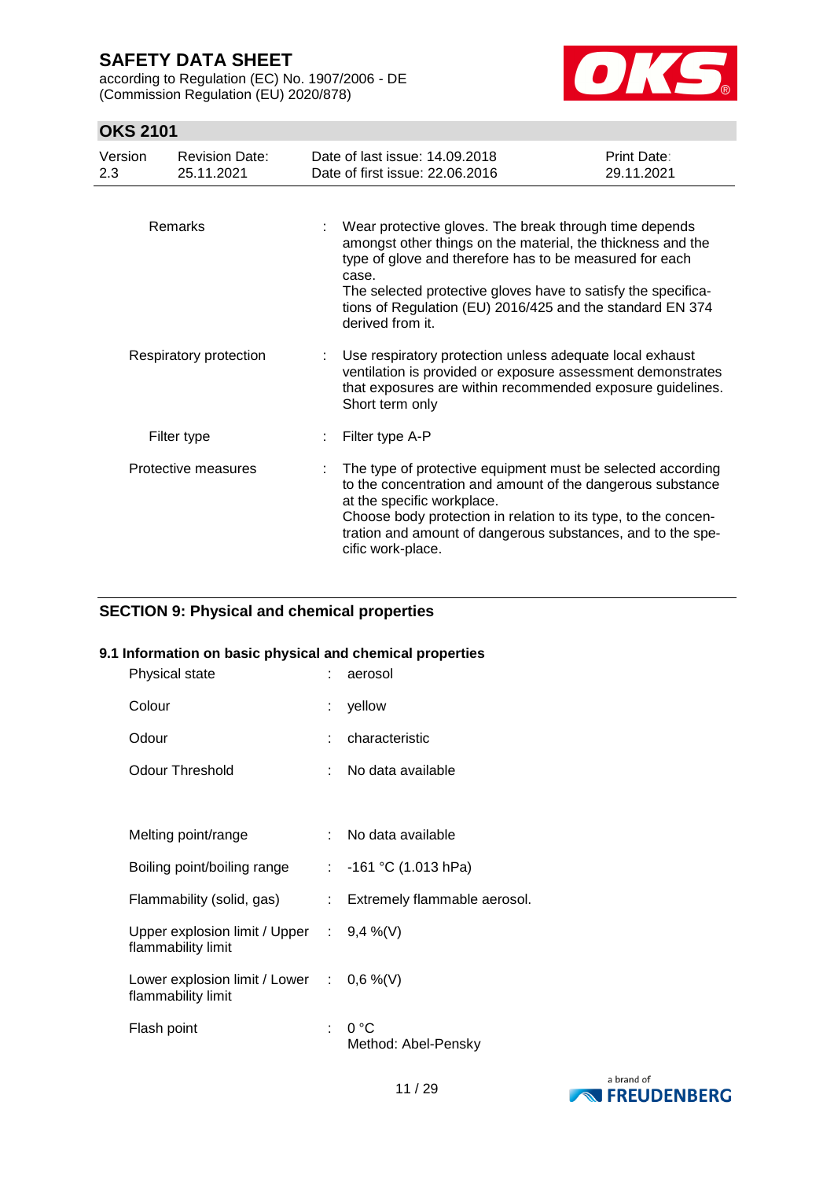| | | |
|---|---|---|
| Remarks | : | Wear protective gloves. The break through time depends amongst other things on the material, the thickness and the type of glove and therefore has to be measured for each case. The selected protective gloves have to satisfy the specifications of Regulation (EU) 2016/425 and the standard EN 374 derived from it. |
| Respiratory protection | : | Use respiratory protection unless adequate local exhaust ventilation is provided or exposure assessment demonstrates that exposures are within recommended exposure guidelines. Short term only |
| Filter type | : | Filter type A-P |
| Protective measures | : | The type of protective equipment must be selected according to the concentration and amount of the dangerous substance at the specific workplace. Choose body protection in relation to its type, to the concentration and amount of dangerous substances, and to the specific work-place. |

## SECTION 9: Physical and chemical properties

### 9.1 Information on basic physical and chemical properties

| | | |
|---|---|---|
| Physical state | : | aerosol |
| Colour | : | yellow |
| Odour | : | characteristic |
| Odour Threshold | : | No data available |
| Melting point/range | : | No data available |
| Boiling point/boiling range | : | -161 °C (1.013 hPa) |
| Flammability (solid, gas) | : | Extremely flammable aerosol. |
| Upper explosion limit / Upper flammability limit | : | 9,4 %(V) |
| Lower explosion limit / Lower flammability limit | : | 0,6 %(V) |
| Flash point | : | 0 °C<br>Method: Abel-Pensky |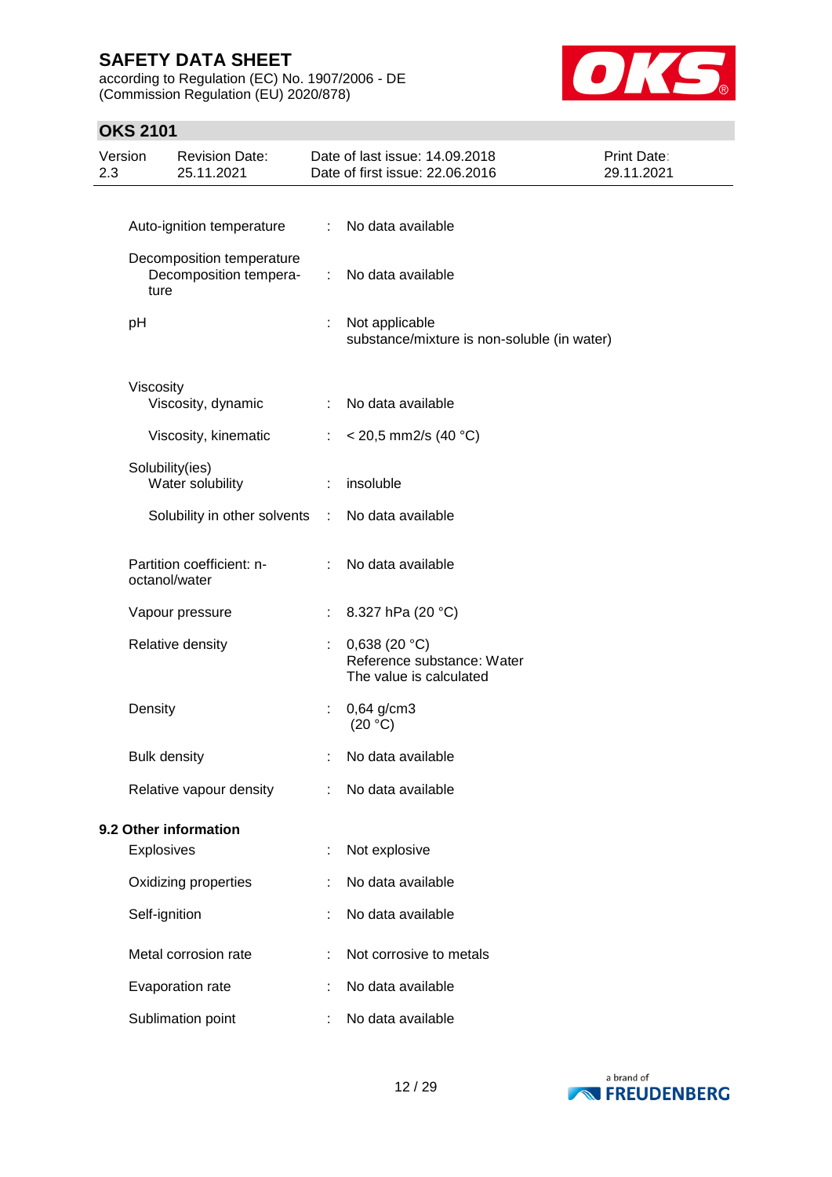| Property | | Value |
|---|---|---|
| Auto-ignition temperature | : | No data available |
| Decomposition temperature<br>Decomposition temperature | : | No data available |
| pH | : | Not applicable<br>substance/mixture is non-soluble (in water) |
| Viscosity<br>Viscosity, dynamic | : | No data available |
| Viscosity, kinematic | : | < 20,5 mm2/s (40 °C) |
| Solubility(ies)<br>Water solubility | : | insoluble |
| Solubility in other solvents | : | No data available |
| Partition coefficient: n-octanol/water | : | No data available |
| Vapour pressure | : | 8.327 hPa (20 °C) |
| Relative density | : | 0,638 (20 °C)<br>Reference substance: Water<br>The value is calculated |
| Density | : | 0,64 g/cm3<br>(20 °C) |
| Bulk density | : | No data available |
| Relative vapour density | : | No data available |

**9.2 Other information**

| Property | | Value |
|---|---|---|
| Explosives | : | Not explosive |
| Oxidizing properties | : | No data available |
| Self-ignition | : | No data available |
| Metal corrosion rate | : | Not corrosive to metals |
| Evaporation rate | : | No data available |
| Sublimation point | : | No data available |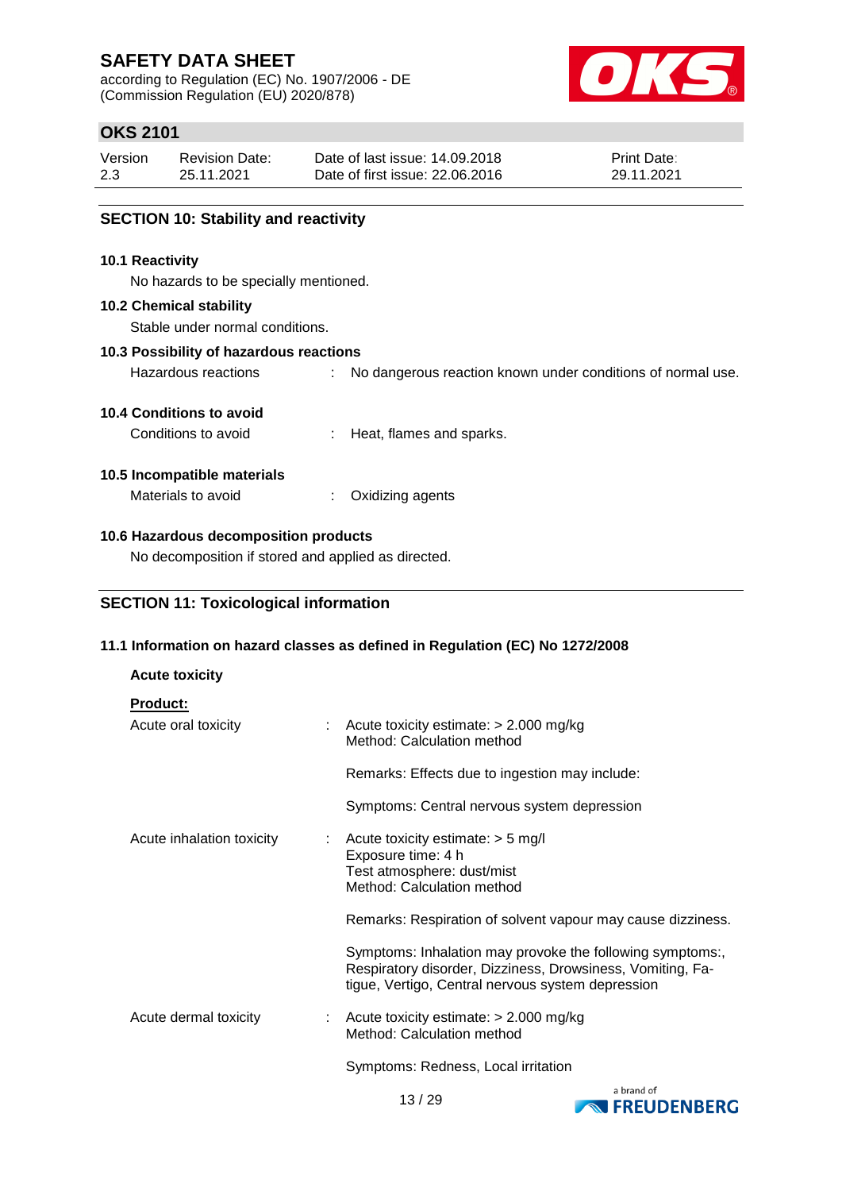## SECTION 10: Stability and reactivity

### 10.1 Reactivity

No hazards to be specially mentioned.

### 10.2 Chemical stability

Stable under normal conditions.

### 10.3 Possibility of hazardous reactions

Hazardous reactions : No dangerous reaction known under conditions of normal use.

### 10.4 Conditions to avoid

Conditions to avoid : Heat, flames and sparks.

### 10.5 Incompatible materials

Materials to avoid : Oxidizing agents

### 10.6 Hazardous decomposition products

No decomposition if stored and applied as directed.

## SECTION 11: Toxicological information

### 11.1 Information on hazard classes as defined in Regulation (EC) No 1272/2008

**Acute toxicity**

**Product:**

Acute oral toxicity : Acute toxicity estimate: > 2.000 mg/kg
Method: Calculation method

Remarks: Effects due to ingestion may include:

Symptoms: Central nervous system depression

Acute inhalation toxicity : Acute toxicity estimate: > 5 mg/l
Exposure time: 4 h
Test atmosphere: dust/mist
Method: Calculation method

Remarks: Respiration of solvent vapour may cause dizziness.

Symptoms: Inhalation may provoke the following symptoms:, Respiratory disorder, Dizziness, Drowsiness, Vomiting, Fatigue, Vertigo, Central nervous system depression

Acute dermal toxicity : Acute toxicity estimate: > 2.000 mg/kg
Method: Calculation method

Symptoms: Redness, Local irritation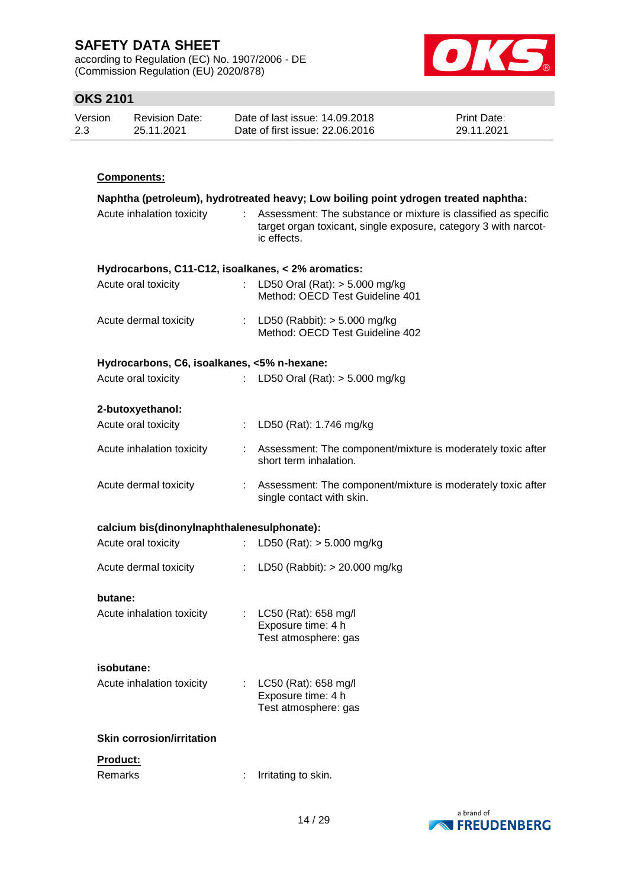**Components:**

**Naphtha (petroleum), hydrotreated heavy; Low boiling point ydrogen treated naphtha:**

Acute inhalation toxicity : Assessment: The substance or mixture is classified as specific target organ toxicant, single exposure, category 3 with narcotic effects.

**Hydrocarbons, C11-C12, isoalkanes, < 2% aromatics:**

Acute oral toxicity : LD50 Oral (Rat): > 5.000 mg/kg
Method: OECD Test Guideline 401

Acute dermal toxicity : LD50 (Rabbit): > 5.000 mg/kg
Method: OECD Test Guideline 402

**Hydrocarbons, C6, isoalkanes, <5% n-hexane:**

Acute oral toxicity : LD50 Oral (Rat): > 5.000 mg/kg

**2-butoxyethanol:**

Acute oral toxicity : LD50 (Rat): 1.746 mg/kg

Acute inhalation toxicity : Assessment: The component/mixture is moderately toxic after short term inhalation.

Acute dermal toxicity : Assessment: The component/mixture is moderately toxic after single contact with skin.

**calcium bis(dinonylnaphthalenesulphonate):**

Acute oral toxicity : LD50 (Rat): > 5.000 mg/kg

Acute dermal toxicity : LD50 (Rabbit): > 20.000 mg/kg

**butane:**

Acute inhalation toxicity : LC50 (Rat): 658 mg/l
Exposure time: 4 h
Test atmosphere: gas

**isobutane:**

Acute inhalation toxicity : LC50 (Rat): 658 mg/l
Exposure time: 4 h
Test atmosphere: gas

**Skin corrosion/irritation**

**Product:**

Remarks : Irritating to skin.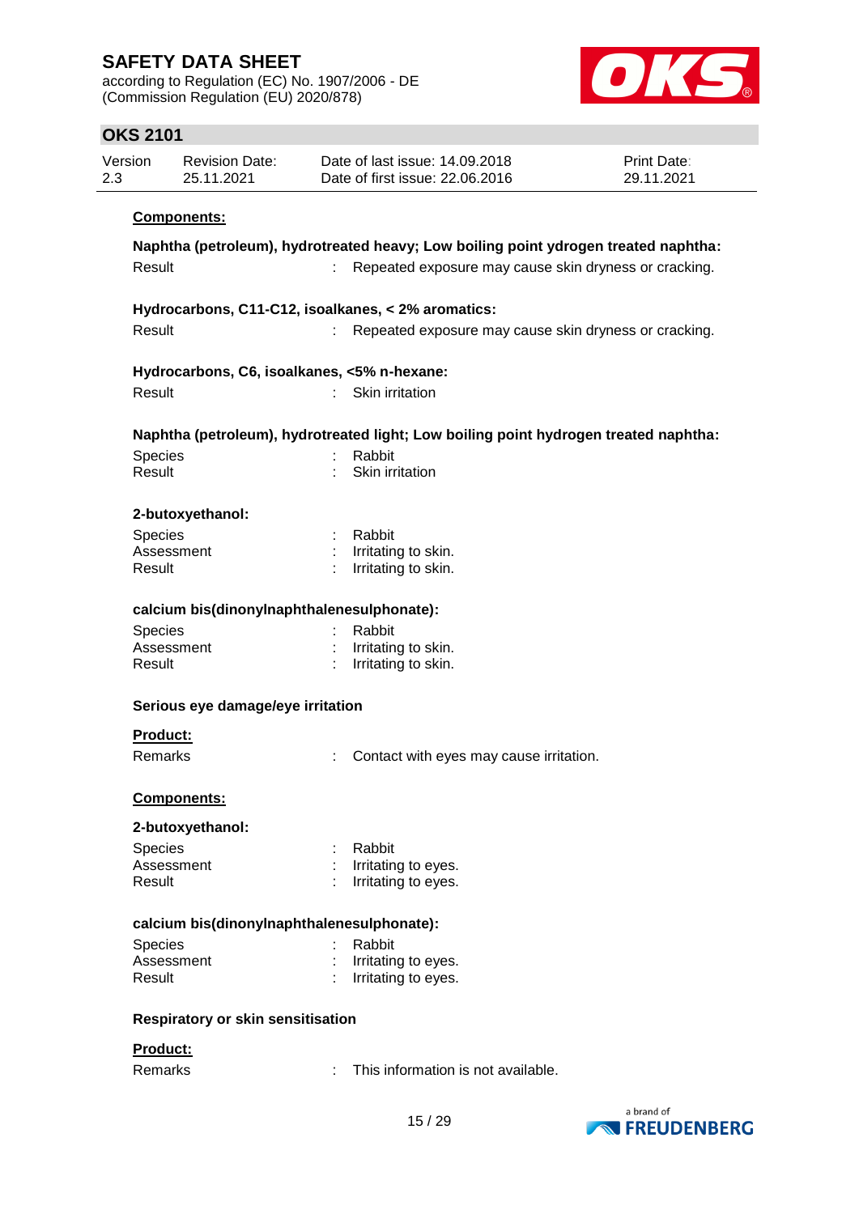**Components:**

**Naphtha (petroleum), hydrotreated heavy; Low boiling point ydrogen treated naphtha:**

Result : Repeated exposure may cause skin dryness or cracking.

**Hydrocarbons, C11-C12, isoalkanes, < 2% aromatics:**

Result : Repeated exposure may cause skin dryness or cracking.

**Hydrocarbons, C6, isoalkanes, <5% n-hexane:**

Result : Skin irritation

**Naphtha (petroleum), hydrotreated light; Low boiling point hydrogen treated naphtha:**

Species : Rabbit
Result : Skin irritation

**2-butoxyethanol:**

Species : Rabbit
Assessment : Irritating to skin.
Result : Irritating to skin.

**calcium bis(dinonylnaphthalenesulphonate):**

Species : Rabbit
Assessment : Irritating to skin.
Result : Irritating to skin.

**Serious eye damage/eye irritation**

**Product:**

Remarks : Contact with eyes may cause irritation.

**Components:**

**2-butoxyethanol:**

Species : Rabbit
Assessment : Irritating to eyes.
Result : Irritating to eyes.

**calcium bis(dinonylnaphthalenesulphonate):**

Species : Rabbit
Assessment : Irritating to eyes.
Result : Irritating to eyes.

**Respiratory or skin sensitisation**

**Product:**

Remarks : This information is not available.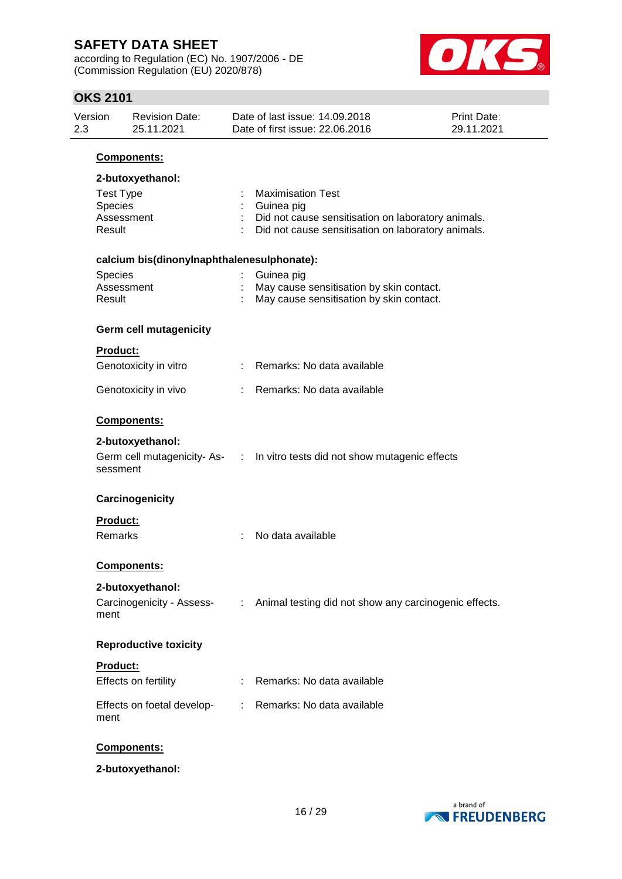**Components:**

**2-butoxyethanol:**

| | | |
|---|---|---|
| Test Type | : | Maximisation Test |
| Species | : | Guinea pig |
| Assessment | : | Did not cause sensitisation on laboratory animals. |
| Result | : | Did not cause sensitisation on laboratory animals. |

**calcium bis(dinonylnaphthalenesulphonate):**

| | | |
|---|---|---|
| Species | : | Guinea pig |
| Assessment | : | May cause sensitisation by skin contact. |
| Result | : | May cause sensitisation by skin contact. |

### Germ cell mutagenicity

**Product:**

| | | |
|---|---|---|
| Genotoxicity in vitro | : | Remarks: No data available |
| Genotoxicity in vivo | : | Remarks: No data available |

**Components:**

**2-butoxyethanol:**

| | | |
|---|---|---|
| Germ cell mutagenicity- Assessment | : | In vitro tests did not show mutagenic effects |

### Carcinogenicity

**Product:**

| | | |
|---|---|---|
| Remarks | : | No data available |

**Components:**

**2-butoxyethanol:**

| | | |
|---|---|---|
| Carcinogenicity - Assessment | : | Animal testing did not show any carcinogenic effects. |

### Reproductive toxicity

**Product:**

| | | |
|---|---|---|
| Effects on fertility | : | Remarks: No data available |
| Effects on foetal development | : | Remarks: No data available |

**Components:**

**2-butoxyethanol:**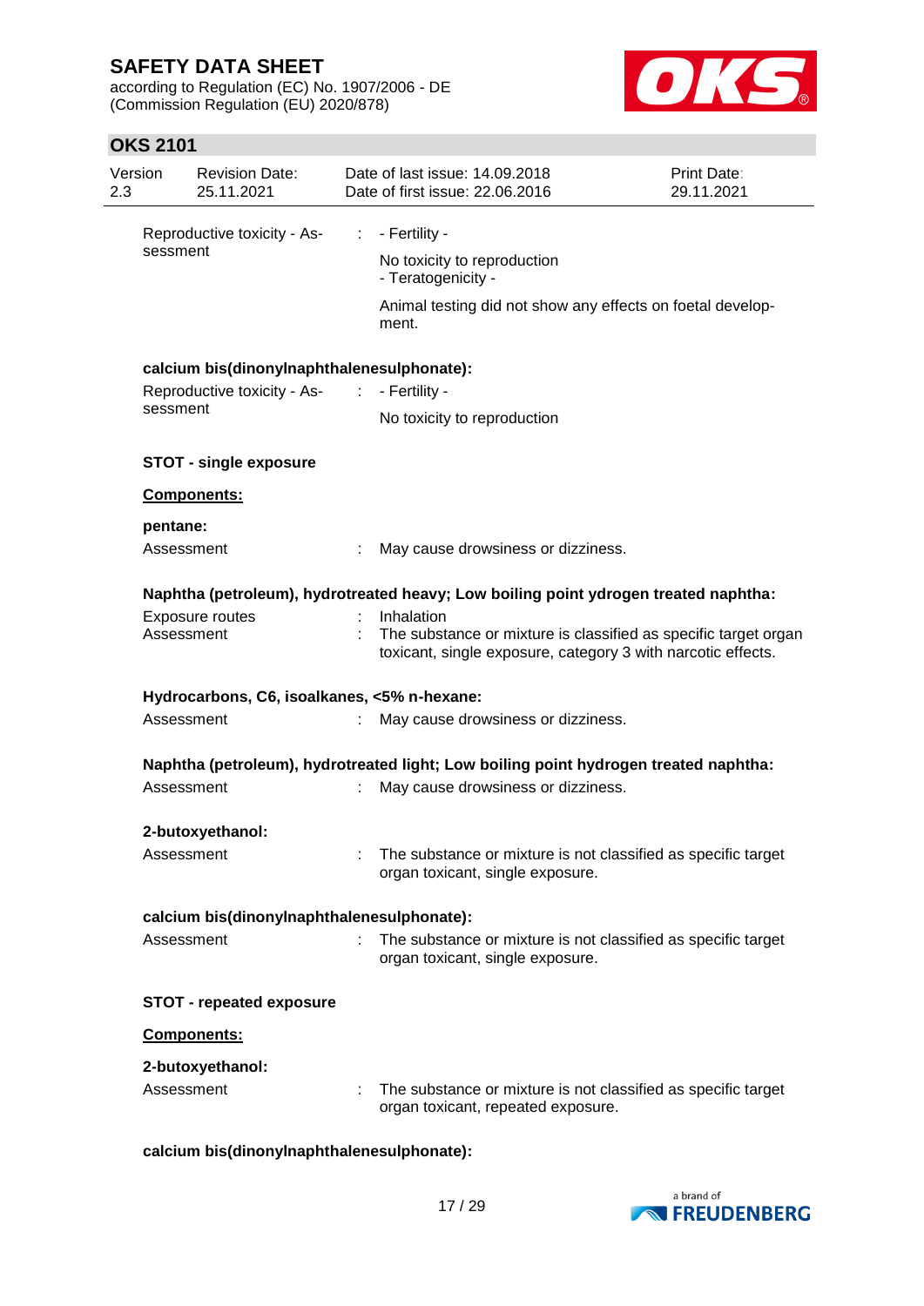Reproductive toxicity - Assessment : - Fertility -

No toxicity to reproduction
- Teratogenicity -

Animal testing did not show any effects on foetal development.

**calcium bis(dinonylnaphthalenesulphonate):**

Reproductive toxicity - Assessment : - Fertility -

No toxicity to reproduction

**STOT - single exposure**

**Components:**

**pentane:**

Assessment : May cause drowsiness or dizziness.

**Naphtha (petroleum), hydrotreated heavy; Low boiling point ydrogen treated naphtha:**

Exposure routes : Inhalation
Assessment : The substance or mixture is classified as specific target organ toxicant, single exposure, category 3 with narcotic effects.

**Hydrocarbons, C6, isoalkanes, <5% n-hexane:**

Assessment : May cause drowsiness or dizziness.

**Naphtha (petroleum), hydrotreated light; Low boiling point hydrogen treated naphtha:**

Assessment : May cause drowsiness or dizziness.

**2-butoxyethanol:**

Assessment : The substance or mixture is not classified as specific target organ toxicant, single exposure.

**calcium bis(dinonylnaphthalenesulphonate):**

Assessment : The substance or mixture is not classified as specific target organ toxicant, single exposure.

**STOT - repeated exposure**

**Components:**

**2-butoxyethanol:**

Assessment : The substance or mixture is not classified as specific target organ toxicant, repeated exposure.

**calcium bis(dinonylnaphthalenesulphonate):**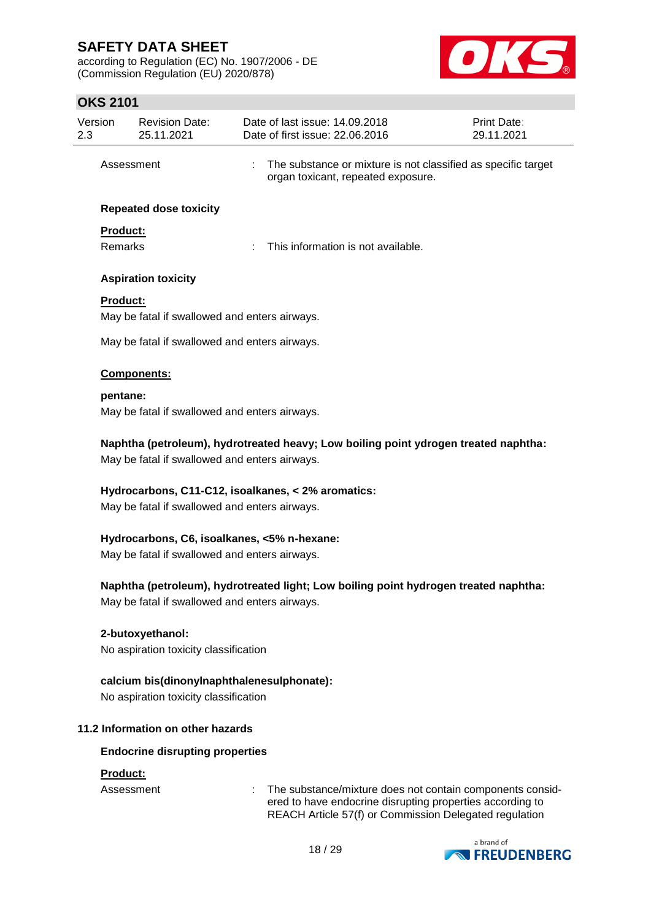| | | |
|---|---|---|
| Assessment | : | The substance or mixture is not classified as specific target organ toxicant, repeated exposure. |

**Repeated dose toxicity**

**Product:**

| | | |
|---|---|---|
| Remarks | : | This information is not available. |

**Aspiration toxicity**

**Product:**

May be fatal if swallowed and enters airways.

May be fatal if swallowed and enters airways.

**Components:**

**pentane:**

May be fatal if swallowed and enters airways.

**Naphtha (petroleum), hydrotreated heavy; Low boiling point ydrogen treated naphtha:**

May be fatal if swallowed and enters airways.

**Hydrocarbons, C11-C12, isoalkanes, < 2% aromatics:**

May be fatal if swallowed and enters airways.

**Hydrocarbons, C6, isoalkanes, <5% n-hexane:**

May be fatal if swallowed and enters airways.

**Naphtha (petroleum), hydrotreated light; Low boiling point hydrogen treated naphtha:**

May be fatal if swallowed and enters airways.

**2-butoxyethanol:**

No aspiration toxicity classification

**calcium bis(dinonylnaphthalenesulphonate):**

No aspiration toxicity classification

### 11.2 Information on other hazards

**Endocrine disrupting properties**

**Product:**

| | | |
|---|---|---|
| Assessment | : | The substance/mixture does not contain components considered to have endocrine disrupting properties according to REACH Article 57(f) or Commission Delegated regulation |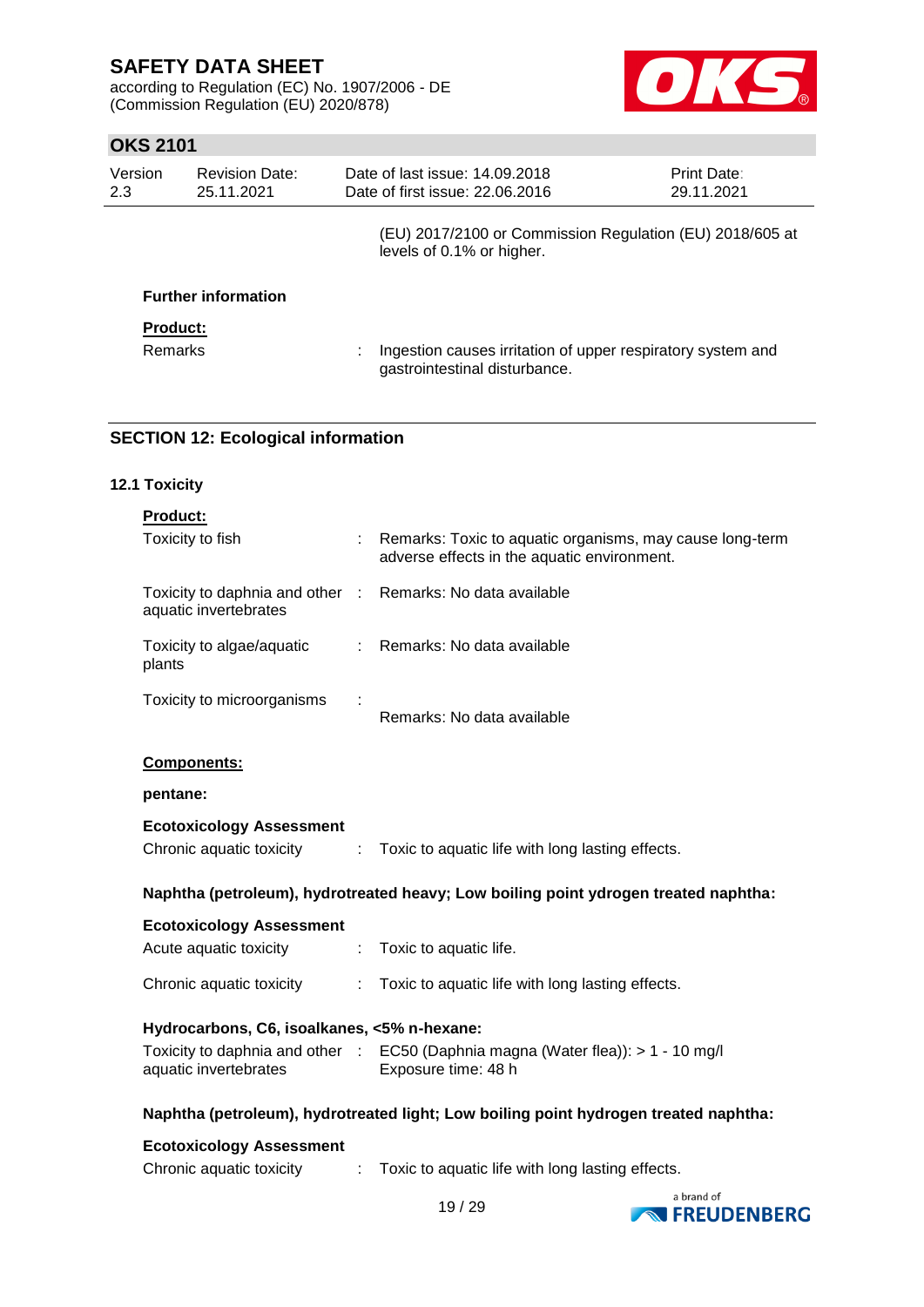(EU) 2017/2100 or Commission Regulation (EU) 2018/605 at levels of 0.1% or higher.

**Further information**

**Product:**

Remarks : Ingestion causes irritation of upper respiratory system and gastrointestinal disturbance.

## SECTION 12: Ecological information

### 12.1 Toxicity

**Product:**

Toxicity to fish : Remarks: Toxic to aquatic organisms, may cause long-term adverse effects in the aquatic environment.

Toxicity to daphnia and other aquatic invertebrates : Remarks: No data available

Toxicity to algae/aquatic plants : Remarks: No data available

Toxicity to microorganisms : Remarks: No data available

**Components:**

**pentane:**

**Ecotoxicology Assessment**

Chronic aquatic toxicity : Toxic to aquatic life with long lasting effects.

**Naphtha (petroleum), hydrotreated heavy; Low boiling point ydrogen treated naphtha:**

**Ecotoxicology Assessment**

Acute aquatic toxicity : Toxic to aquatic life.

Chronic aquatic toxicity : Toxic to aquatic life with long lasting effects.

**Hydrocarbons, C6, isoalkanes, <5% n-hexane:**

Toxicity to daphnia and other aquatic invertebrates : EC50 (Daphnia magna (Water flea)): > 1 - 10 mg/l
Exposure time: 48 h

**Naphtha (petroleum), hydrotreated light; Low boiling point hydrogen treated naphtha:**

**Ecotoxicology Assessment**

Chronic aquatic toxicity : Toxic to aquatic life with long lasting effects.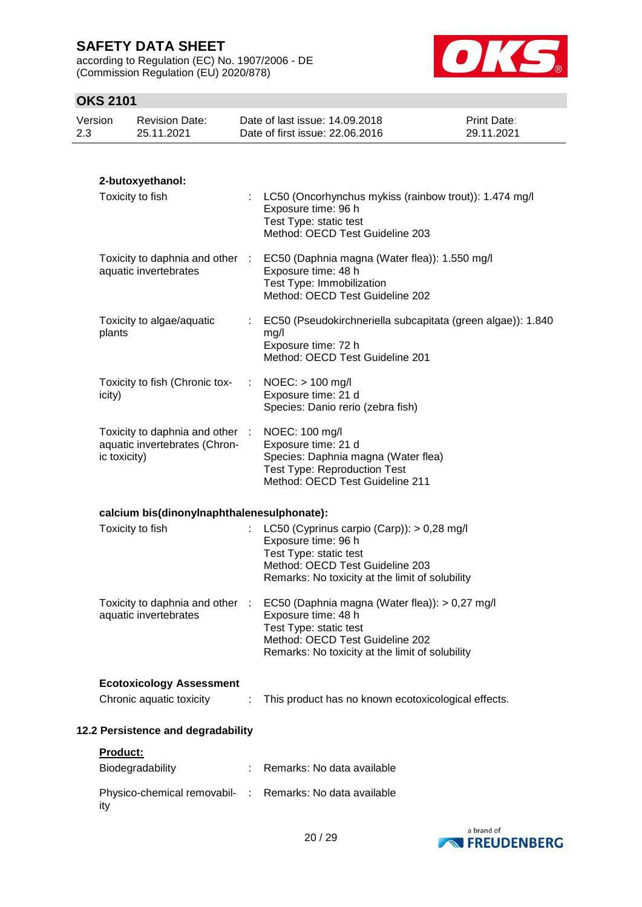**2-butoxyethanol:**

| | | |
|---|---|---|
| Toxicity to fish | : | LC50 (Oncorhynchus mykiss (rainbow trout)): 1.474 mg/l<br>Exposure time: 96 h<br>Test Type: static test<br>Method: OECD Test Guideline 203 |
| Toxicity to daphnia and other aquatic invertebrates | : | EC50 (Daphnia magna (Water flea)): 1.550 mg/l<br>Exposure time: 48 h<br>Test Type: Immobilization<br>Method: OECD Test Guideline 202 |
| Toxicity to algae/aquatic plants | : | EC50 (Pseudokirchneriella subcapitata (green algae)): 1.840 mg/l<br>Exposure time: 72 h<br>Method: OECD Test Guideline 201 |
| Toxicity to fish (Chronic toxicity) | : | NOEC: > 100 mg/l<br>Exposure time: 21 d<br>Species: Danio rerio (zebra fish) |
| Toxicity to daphnia and other aquatic invertebrates (Chronic toxicity) | : | NOEC: 100 mg/l<br>Exposure time: 21 d<br>Species: Daphnia magna (Water flea)<br>Test Type: Reproduction Test<br>Method: OECD Test Guideline 211 |

**calcium bis(dinonylnaphthalenesulphonate):**

| | | |
|---|---|---|
| Toxicity to fish | : | LC50 (Cyprinus carpio (Carp)): > 0,28 mg/l<br>Exposure time: 96 h<br>Test Type: static test<br>Method: OECD Test Guideline 203<br>Remarks: No toxicity at the limit of solubility |
| Toxicity to daphnia and other aquatic invertebrates | : | EC50 (Daphnia magna (Water flea)): > 0,27 mg/l<br>Exposure time: 48 h<br>Test Type: static test<br>Method: OECD Test Guideline 202<br>Remarks: No toxicity at the limit of solubility |

**Ecotoxicology Assessment**

| | | |
|---|---|---|
| Chronic aquatic toxicity | : | This product has no known ecotoxicological effects. |

## 12.2 Persistence and degradability

**Product:**

| | | |
|---|---|---|
| Biodegradability | : | Remarks: No data available |
| Physico-chemical removability | : | Remarks: No data available |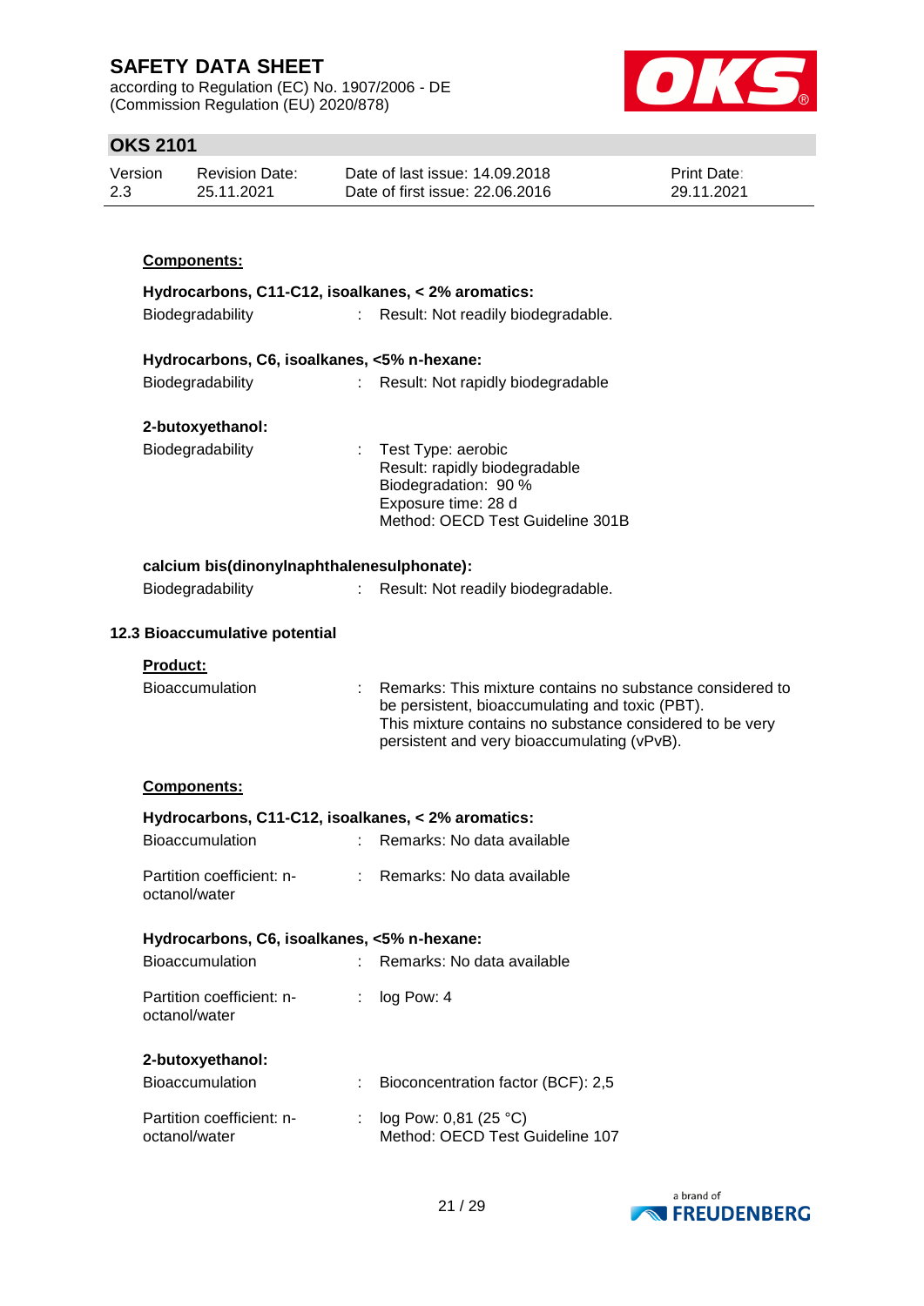**Components:**

**Hydrocarbons, C11-C12, isoalkanes, < 2% aromatics:**

Biodegradability : Result: Not readily biodegradable.

**Hydrocarbons, C6, isoalkanes, <5% n-hexane:**

Biodegradability : Result: Not rapidly biodegradable

**2-butoxyethanol:**

Biodegradability : Test Type: aerobic
Result: rapidly biodegradable
Biodegradation: 90 %
Exposure time: 28 d
Method: OECD Test Guideline 301B

**calcium bis(dinonylnaphthalenesulphonate):**

Biodegradability : Result: Not readily biodegradable.

**12.3 Bioaccumulative potential**

**Product:**

Bioaccumulation : Remarks: This mixture contains no substance considered to be persistent, bioaccumulating and toxic (PBT).
This mixture contains no substance considered to be very persistent and very bioaccumulating (vPvB).

**Components:**

**Hydrocarbons, C11-C12, isoalkanes, < 2% aromatics:**

Bioaccumulation : Remarks: No data available

Partition coefficient: n-octanol/water : Remarks: No data available

**Hydrocarbons, C6, isoalkanes, <5% n-hexane:**

Bioaccumulation : Remarks: No data available

Partition coefficient: n-octanol/water : log Pow: 4

**2-butoxyethanol:**

Bioaccumulation : Bioconcentration factor (BCF): 2,5

Partition coefficient: n-octanol/water : log Pow: 0,81 (25 °C)
Method: OECD Test Guideline 107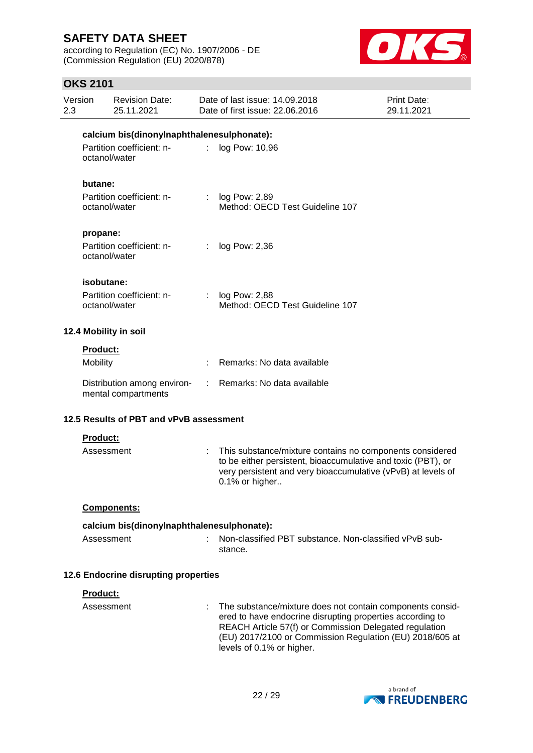**calcium bis(dinonylnaphthalenesulphonate):**

| | | |
|---|---|---|
| Partition coefficient: n-octanol/water | : | log Pow: 10,96 |

**butane:**

| | | |
|---|---|---|
| Partition coefficient: n-octanol/water | : | log Pow: 2,89<br>Method: OECD Test Guideline 107 |

**propane:**

| | | |
|---|---|---|
| Partition coefficient: n-octanol/water | : | log Pow: 2,36 |

**isobutane:**

| | | |
|---|---|---|
| Partition coefficient: n-octanol/water | : | log Pow: 2,88<br>Method: OECD Test Guideline 107 |

### 12.4 Mobility in soil

**Product:**

| | | |
|---|---|---|
| Mobility | : | Remarks: No data available |
| Distribution among environmental compartments | : | Remarks: No data available |

### 12.5 Results of PBT and vPvB assessment

**Product:**

| | | |
|---|---|---|
| Assessment | : | This substance/mixture contains no components considered to be either persistent, bioaccumulative and toxic (PBT), or very persistent and very bioaccumulative (vPvB) at levels of 0.1% or higher.. |

**Components:**

**calcium bis(dinonylnaphthalenesulphonate):**

| | | |
|---|---|---|
| Assessment | : | Non-classified PBT substance. Non-classified vPvB substance. |

### 12.6 Endocrine disrupting properties

**Product:**

| | | |
|---|---|---|
| Assessment | : | The substance/mixture does not contain components considered to have endocrine disrupting properties according to REACH Article 57(f) or Commission Delegated regulation (EU) 2017/2100 or Commission Regulation (EU) 2018/605 at levels of 0.1% or higher. |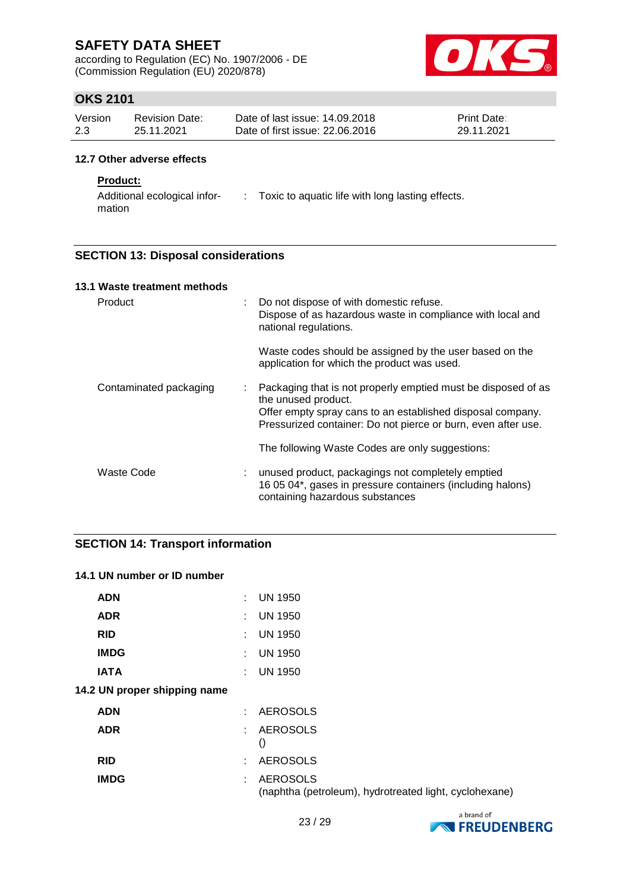#### 12.7 Other adverse effects

**Product:**

| | | |
|---|---|---|
| Additional ecological information | : | Toxic to aquatic life with long lasting effects. |

## SECTION 13: Disposal considerations

#### 13.1 Waste treatment methods

| | | |
|---|---|---|
| Product | : | Do not dispose of with domestic refuse.<br>Dispose of as hazardous waste in compliance with local and national regulations.<br><br>Waste codes should be assigned by the user based on the application for which the product was used. |
| Contaminated packaging | : | Packaging that is not properly emptied must be disposed of as the unused product.<br>Offer empty spray cans to an established disposal company.<br>Pressurized container: Do not pierce or burn, even after use.<br><br>The following Waste Codes are only suggestions: |
| Waste Code | : | unused product, packagings not completely emptied<br>16 05 04*, gases in pressure containers (including halons) containing hazardous substances |

## SECTION 14: Transport information

#### 14.1 UN number or ID number

| | | |
|---|---|---|
| **ADN** | : | UN 1950 |
| **ADR** | : | UN 1950 |
| **RID** | : | UN 1950 |
| **IMDG** | : | UN 1950 |
| **IATA** | : | UN 1950 |

#### 14.2 UN proper shipping name

| | | |
|---|---|---|
| **ADN** | : | AEROSOLS |
| **ADR** | : | AEROSOLS<br>() |
| **RID** | : | AEROSOLS |
| **IMDG** | : | AEROSOLS<br>(naphtha (petroleum), hydrotreated light, cyclohexane) |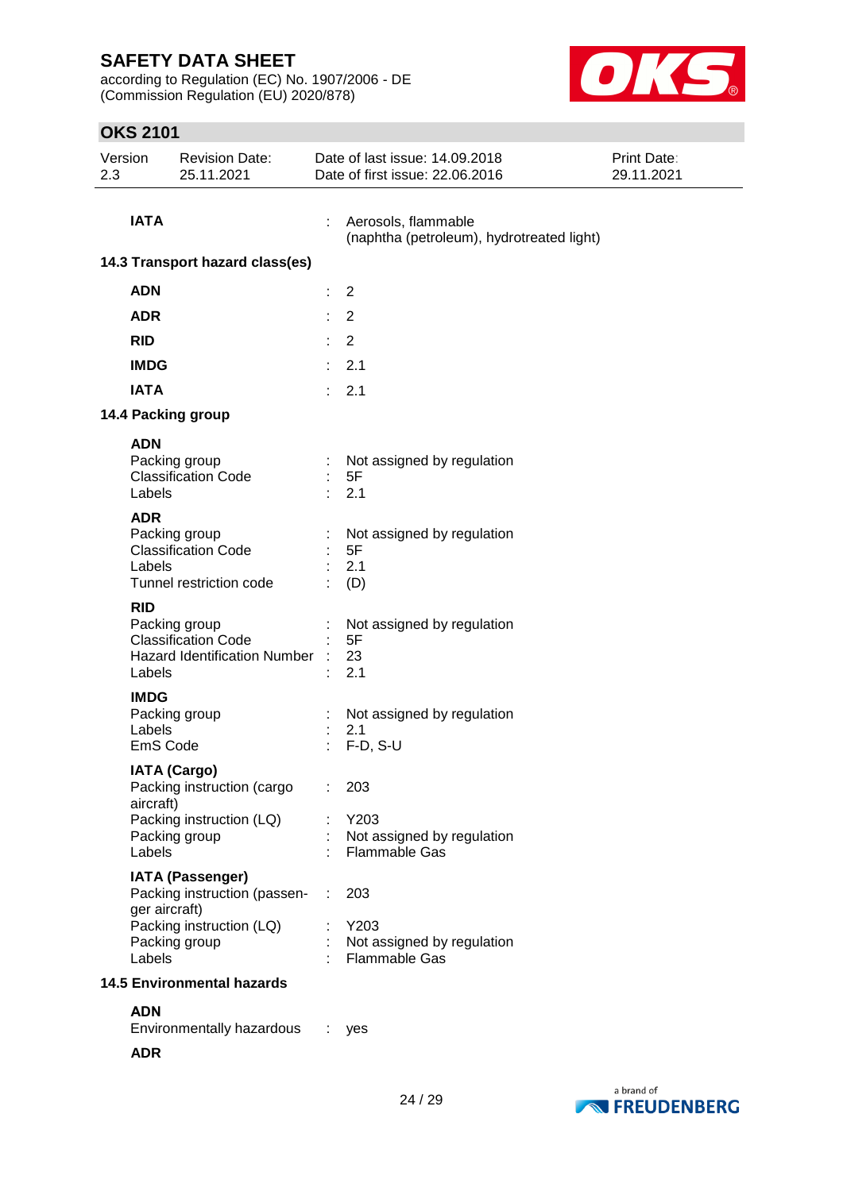**IATA** : Aerosols, flammable
(naphtha (petroleum), hydrotreated light)

### 14.3 Transport hazard class(es)

| | | |
|---|---|---|
| **ADN** | : | 2 |
| **ADR** | : | 2 |
| **RID** | : | 2 |
| **IMDG** | : | 2.1 |
| **IATA** | : | 2.1 |

### 14.4 Packing group

**ADN**

| | | |
|---|---|---|
| Packing group | : | Not assigned by regulation |
| Classification Code | : | 5F |
| Labels | : | 2.1 |

**ADR**

| | | |
|---|---|---|
| Packing group | : | Not assigned by regulation |
| Classification Code | : | 5F |
| Labels | : | 2.1 |
| Tunnel restriction code | : | (D) |

**RID**

| | | |
|---|---|---|
| Packing group | : | Not assigned by regulation |
| Classification Code | : | 5F |
| Hazard Identification Number | : | 23 |
| Labels | : | 2.1 |

**IMDG**

| | | |
|---|---|---|
| Packing group | : | Not assigned by regulation |
| Labels | : | 2.1 |
| EmS Code | : | F-D, S-U |

**IATA (Cargo)**

| | | |
|---|---|---|
| Packing instruction (cargo aircraft) | : | 203 |
| Packing instruction (LQ) | : | Y203 |
| Packing group | : | Not assigned by regulation |
| Labels | : | Flammable Gas |

**IATA (Passenger)**

| | | |
|---|---|---|
| Packing instruction (passenger aircraft) | : | 203 |
| Packing instruction (LQ) | : | Y203 |
| Packing group | : | Not assigned by regulation |
| Labels | : | Flammable Gas |

### 14.5 Environmental hazards

**ADN**

| | | |
|---|---|---|
| Environmentally hazardous | : | yes |

**ADR**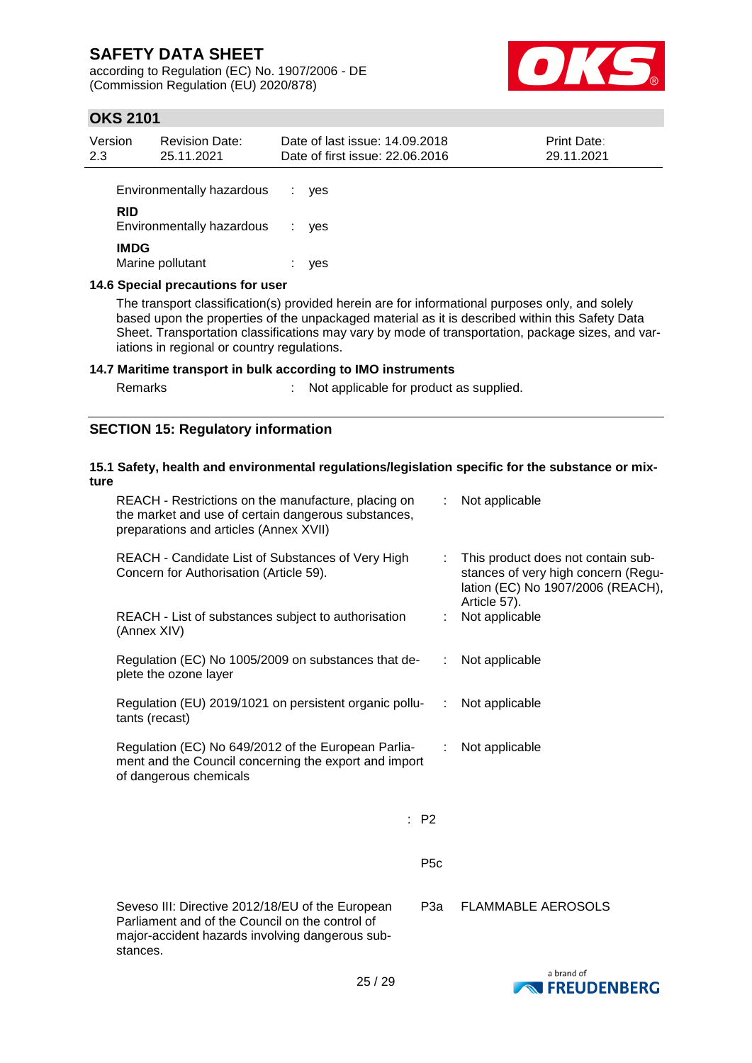Environmentally hazardous : yes

**RID**
Environmentally hazardous : yes

**IMDG**
Marine pollutant : yes

### 14.6 Special precautions for user

The transport classification(s) provided herein are for informational purposes only, and solely based upon the properties of the unpackaged material as it is described within this Safety Data Sheet. Transportation classifications may vary by mode of transportation, package sizes, and variations in regional or country regulations.

### 14.7 Maritime transport in bulk according to IMO instruments

Remarks : Not applicable for product as supplied.

## SECTION 15: Regulatory information

### 15.1 Safety, health and environmental regulations/legislation specific for the substance or mixture

| | | |
|---|---|---|
| REACH - Restrictions on the manufacture, placing on the market and use of certain dangerous substances, preparations and articles (Annex XVII) | : | Not applicable |
| REACH - Candidate List of Substances of Very High Concern for Authorisation (Article 59). | : | This product does not contain substances of very high concern (Regulation (EC) No 1907/2006 (REACH), Article 57). |
| REACH - List of substances subject to authorisation (Annex XIV) | : | Not applicable |
| Regulation (EC) No 1005/2009 on substances that deplete the ozone layer | : | Not applicable |
| Regulation (EU) 2019/1021 on persistent organic pollutants (recast) | : | Not applicable |
| Regulation (EC) No 649/2012 of the European Parliament and the Council concerning the export and import of dangerous chemicals | : | Not applicable |

| | | |
|---|---|---|
| | : P2 | |
| | P5c | |
| Seveso III: Directive 2012/18/EU of the European Parliament and of the Council on the control of major-accident hazards involving dangerous substances. | P3a | FLAMMABLE AEROSOLS |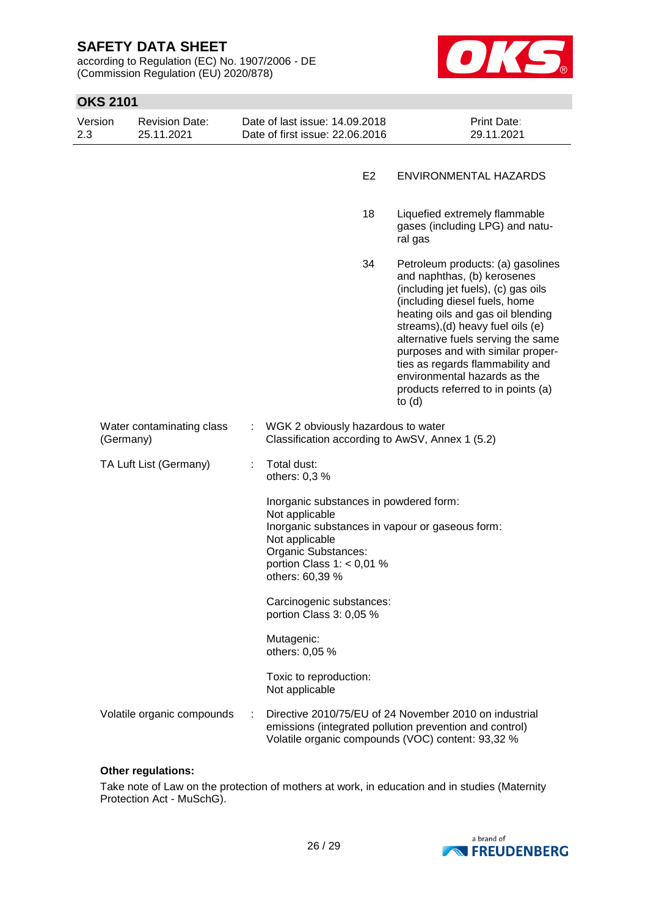| | | |
|---|---|---|
| | E2 | ENVIRONMENTAL HAZARDS |
| | 18 | Liquefied extremely flammable gases (including LPG) and natural gas |
| | 34 | Petroleum products: (a) gasolines and naphthas, (b) kerosenes (including jet fuels), (c) gas oils (including diesel fuels, home heating oils and gas oil blending streams),(d) heavy fuel oils (e) alternative fuels serving the same purposes and with similar properties as regards flammability and environmental hazards as the products referred to in points (a) to (d) |

Water contaminating class (Germany) : WGK 2 obviously hazardous to water
Classification according to AwSV, Annex 1 (5.2)

TA Luft List (Germany) : Total dust:
others: 0,3 %

Inorganic substances in powdered form:
Not applicable
Inorganic substances in vapour or gaseous form:
Not applicable
Organic Substances:
portion Class 1: < 0,01 %
others: 60,39 %

Carcinogenic substances:
portion Class 3: 0,05 %

Mutagenic:
others: 0,05 %

Toxic to reproduction:
Not applicable

Volatile organic compounds : Directive 2010/75/EU of 24 November 2010 on industrial emissions (integrated pollution prevention and control)
Volatile organic compounds (VOC) content: 93,32 %

**Other regulations:**

Take note of Law on the protection of mothers at work, in education and in studies (Maternity Protection Act - MuSchG).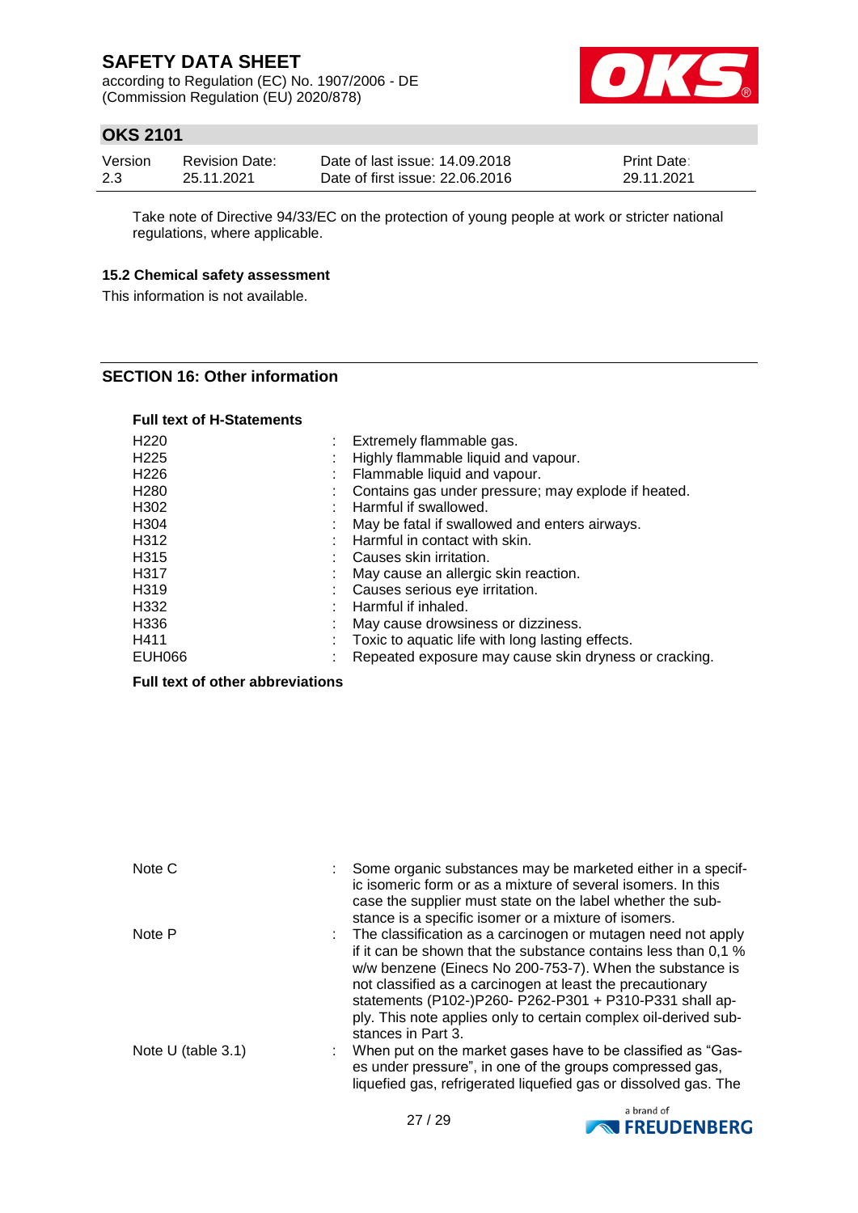Take note of Directive 94/33/EC on the protection of young people at work or stricter national regulations, where applicable.

### 15.2 Chemical safety assessment

This information is not available.

## SECTION 16: Other information

**Full text of H-Statements**

| | | |
|---|---|---|
| H220 | : | Extremely flammable gas. |
| H225 | : | Highly flammable liquid and vapour. |
| H226 | : | Flammable liquid and vapour. |
| H280 | : | Contains gas under pressure; may explode if heated. |
| H302 | : | Harmful if swallowed. |
| H304 | : | May be fatal if swallowed and enters airways. |
| H312 | : | Harmful in contact with skin. |
| H315 | : | Causes skin irritation. |
| H317 | : | May cause an allergic skin reaction. |
| H319 | : | Causes serious eye irritation. |
| H332 | : | Harmful if inhaled. |
| H336 | : | May cause drowsiness or dizziness. |
| H411 | : | Toxic to aquatic life with long lasting effects. |
| EUH066 | : | Repeated exposure may cause skin dryness or cracking. |

**Full text of other abbreviations**

| | | |
|---|---|---|
| Note C | : | Some organic substances may be marketed either in a specific isomeric form or as a mixture of several isomers. In this case the supplier must state on the label whether the substance is a specific isomer or a mixture of isomers. |
| Note P | : | The classification as a carcinogen or mutagen need not apply if it can be shown that the substance contains less than 0,1 % w/w benzene (Einecs No 200-753-7). When the substance is not classified as a carcinogen at least the precautionary statements (P102-)P260- P262-P301 + P310-P331 shall apply. This note applies only to certain complex oil-derived substances in Part 3. |
| Note U (table 3.1) | : | When put on the market gases have to be classified as “Gases under pressure”, in one of the groups compressed gas, liquefied gas, refrigerated liquefied gas or dissolved gas. The |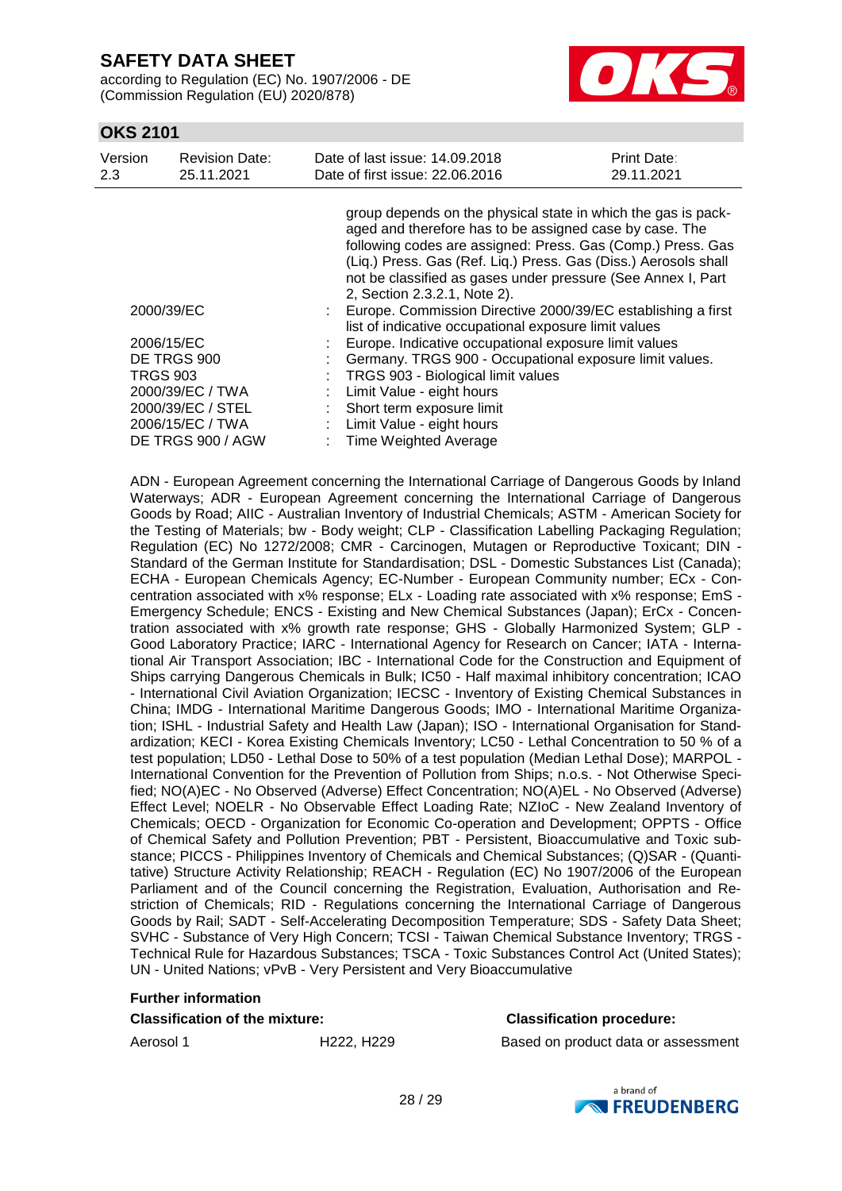group depends on the physical state in which the gas is packaged and therefore has to be assigned case by case. The following codes are assigned: Press. Gas (Comp.) Press. Gas (Liq.) Press. Gas (Ref. Liq.) Press. Gas (Diss.) Aerosols shall not be classified as gases under pressure (See Annex I, Part 2, Section 2.3.2.1, Note 2).

| | | |
|---|---|---|
| 2000/39/EC | : | Europe. Commission Directive 2000/39/EC establishing a first list of indicative occupational exposure limit values |
| 2006/15/EC | : | Europe. Indicative occupational exposure limit values |
| DE TRGS 900 | : | Germany. TRGS 900 - Occupational exposure limit values. |
| TRGS 903 | : | TRGS 903 - Biological limit values |
| 2000/39/EC / TWA | : | Limit Value - eight hours |
| 2000/39/EC / STEL | : | Short term exposure limit |
| 2006/15/EC / TWA | : | Limit Value - eight hours |
| DE TRGS 900 / AGW | : | Time Weighted Average |

ADN - European Agreement concerning the International Carriage of Dangerous Goods by Inland Waterways; ADR - European Agreement concerning the International Carriage of Dangerous Goods by Road; AIIC - Australian Inventory of Industrial Chemicals; ASTM - American Society for the Testing of Materials; bw - Body weight; CLP - Classification Labelling Packaging Regulation; Regulation (EC) No 1272/2008; CMR - Carcinogen, Mutagen or Reproductive Toxicant; DIN - Standard of the German Institute for Standardisation; DSL - Domestic Substances List (Canada); ECHA - European Chemicals Agency; EC-Number - European Community number; ECx - Concentration associated with x% response; ELx - Loading rate associated with x% response; EmS - Emergency Schedule; ENCS - Existing and New Chemical Substances (Japan); ErCx - Concentration associated with x% growth rate response; GHS - Globally Harmonized System; GLP - Good Laboratory Practice; IARC - International Agency for Research on Cancer; IATA - International Air Transport Association; IBC - International Code for the Construction and Equipment of Ships carrying Dangerous Chemicals in Bulk; IC50 - Half maximal inhibitory concentration; ICAO - International Civil Aviation Organization; IECSC - Inventory of Existing Chemical Substances in China; IMDG - International Maritime Dangerous Goods; IMO - International Maritime Organization; ISHL - Industrial Safety and Health Law (Japan); ISO - International Organisation for Standardization; KECI - Korea Existing Chemicals Inventory; LC50 - Lethal Concentration to 50 % of a test population; LD50 - Lethal Dose to 50% of a test population (Median Lethal Dose); MARPOL - International Convention for the Prevention of Pollution from Ships; n.o.s. - Not Otherwise Specified; NO(A)EC - No Observed (Adverse) Effect Concentration; NO(A)EL - No Observed (Adverse) Effect Level; NOELR - No Observable Effect Loading Rate; NZIoC - New Zealand Inventory of Chemicals; OECD - Organization for Economic Co-operation and Development; OPPTS - Office of Chemical Safety and Pollution Prevention; PBT - Persistent, Bioaccumulative and Toxic substance; PICCS - Philippines Inventory of Chemicals and Chemical Substances; (Q)SAR - (Quantitative) Structure Activity Relationship; REACH - Regulation (EC) No 1907/2006 of the European Parliament and of the Council concerning the Registration, Evaluation, Authorisation and Restriction of Chemicals; RID - Regulations concerning the International Carriage of Dangerous Goods by Rail; SADT - Self-Accelerating Decomposition Temperature; SDS - Safety Data Sheet; SVHC - Substance of Very High Concern; TCSI - Taiwan Chemical Substance Inventory; TRGS - Technical Rule for Hazardous Substances; TSCA - Toxic Substances Control Act (United States); UN - United Nations; vPvB - Very Persistent and Very Bioaccumulative

**Further information**

| **Classification of the mixture:** | | **Classification procedure:** |
|---|---|---|
| Aerosol 1 | H222, H229 | Based on product data or assessment |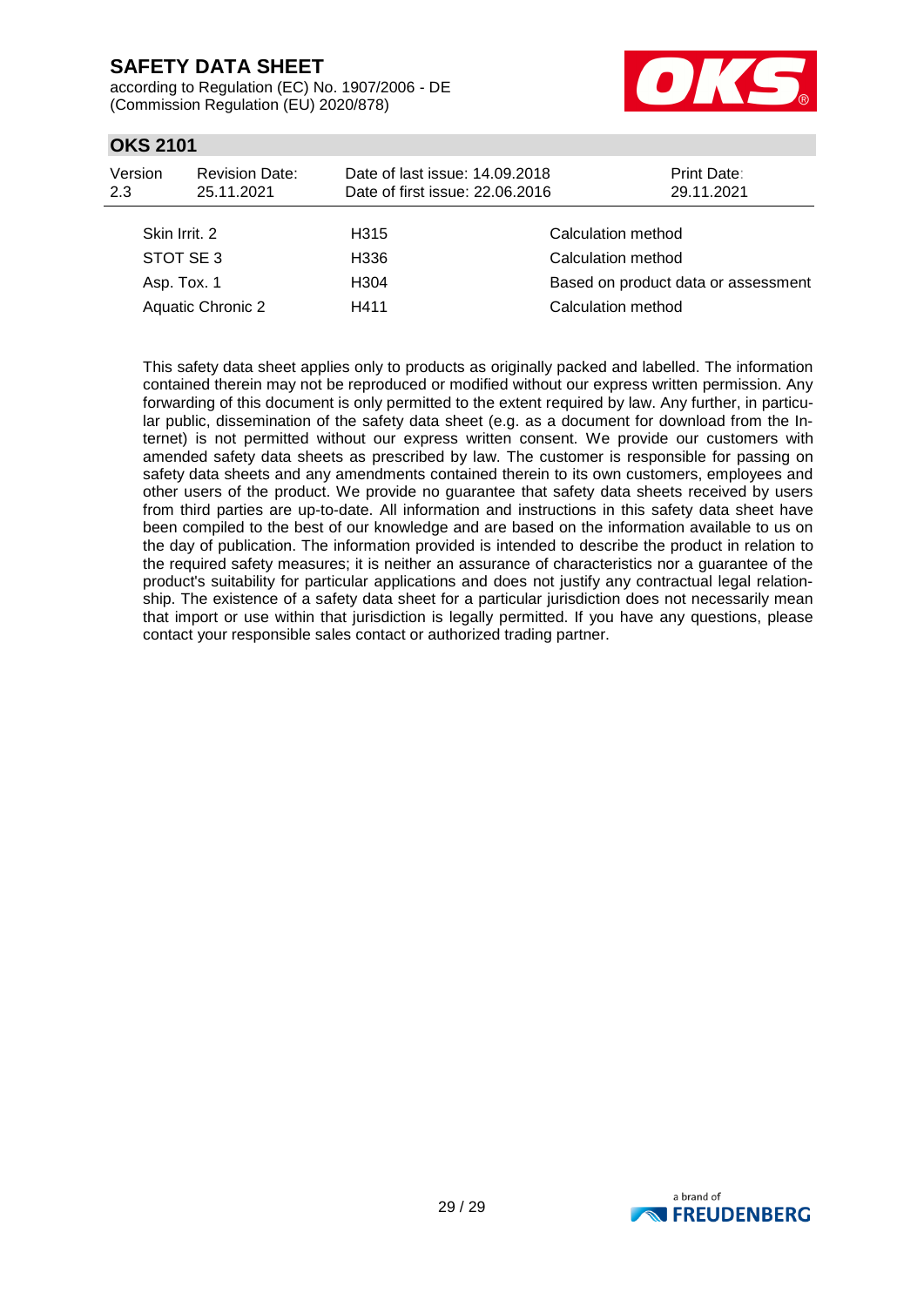| | | |
|---|---|---|
| Skin Irrit. 2 | H315 | Calculation method |
| STOT SE 3 | H336 | Calculation method |
| Asp. Tox. 1 | H304 | Based on product data or assessment |
| Aquatic Chronic 2 | H411 | Calculation method |

This safety data sheet applies only to products as originally packed and labelled. The information contained therein may not be reproduced or modified without our express written permission. Any forwarding of this document is only permitted to the extent required by law. Any further, in particular public, dissemination of the safety data sheet (e.g. as a document for download from the Internet) is not permitted without our express written consent. We provide our customers with amended safety data sheets as prescribed by law. The customer is responsible for passing on safety data sheets and any amendments contained therein to its own customers, employees and other users of the product. We provide no guarantee that safety data sheets received by users from third parties are up-to-date. All information and instructions in this safety data sheet have been compiled to the best of our knowledge and are based on the information available to us on the day of publication. The information provided is intended to describe the product in relation to the required safety measures; it is neither an assurance of characteristics nor a guarantee of the product's suitability for particular applications and does not justify any contractual legal relationship. The existence of a safety data sheet for a particular jurisdiction does not necessarily mean that import or use within that jurisdiction is legally permitted. If you have any questions, please contact your responsible sales contact or authorized trading partner.